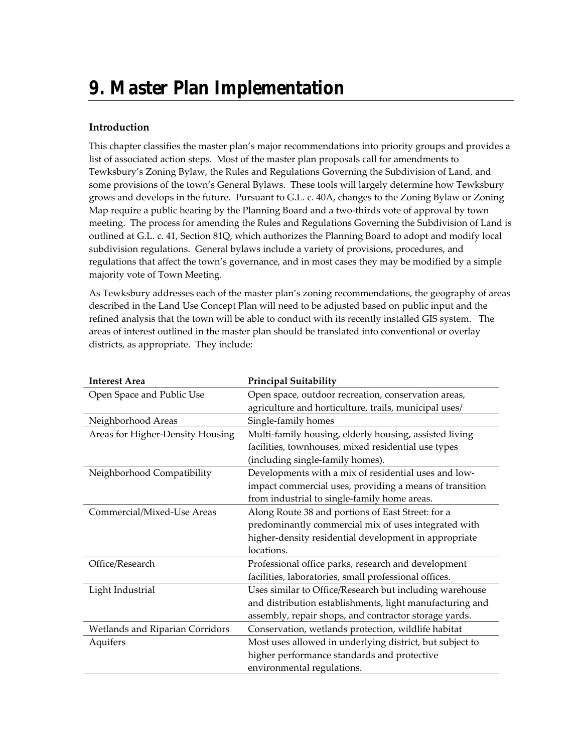# 9. Master Plan Implementation

## Introduction

This chapter classifies the master plan's major recommendations into priority groups and provides a list of associated action steps. Most of the master plan proposals call for amendments to Tewksbury's Zoning Bylaw, the Rules and Regulations Governing the Subdivision of Land, and some provisions of the town's General Bylaws. These tools will largely determine how Tewksbury grows and develops in the future. Pursuant to G.L. c. 40A, changes to the Zoning Bylaw or Zoning Map require a public hearing by the Planning Board and a two-thirds vote of approval by town meeting. The process for amending the Rules and Regulations Governing the Subdivision of Land is outlined at G.L. c. 41, Section 81Q, which authorizes the Planning Board to adopt and modify local subdivision regulations. General bylaws include a variety of provisions, procedures, and regulations that affect the town's governance, and in most cases they may be modified by a simple majority vote of Town Meeting.

As Tewksbury addresses each of the master plan's zoning recommendations, the geography of areas described in the Land Use Concept Plan will need to be adjusted based on public input and the refined analysis that the town will be able to conduct with its recently installed GIS system. The areas of interest outlined in the master plan should be translated into conventional or overlay districts, as appropriate. They include:

| Interest Area | Principal Suitability |
| --- | --- |
| Open Space and Public Use | Open space, outdoor recreation, conservation areas, agriculture and horticulture, trails, municipal uses/ |
| Neighborhood Areas | Single-family homes |
| Areas for Higher-Density Housing | Multi-family housing, elderly housing, assisted living facilities, townhouses, mixed residential use types (including single-family homes). |
| Neighborhood Compatibility | Developments with a mix of residential uses and low-impact commercial uses, providing a means of transition from industrial to single-family home areas. |
| Commercial/Mixed-Use Areas | Along Route 38 and portions of East Street: for a predominantly commercial mix of uses integrated with higher-density residential development in appropriate locations. |
| Office/Research | Professional office parks, research and development facilities, laboratories, small professional offices. |
| Light Industrial | Uses similar to Office/Research but including warehouse and distribution establishments, light manufacturing and assembly, repair shops, and contractor storage yards. |
| Wetlands and Riparian Corridors | Conservation, wetlands protection, wildlife habitat |
| Aquifers | Most uses allowed in underlying district, but subject to higher performance standards and protective environmental regulations. |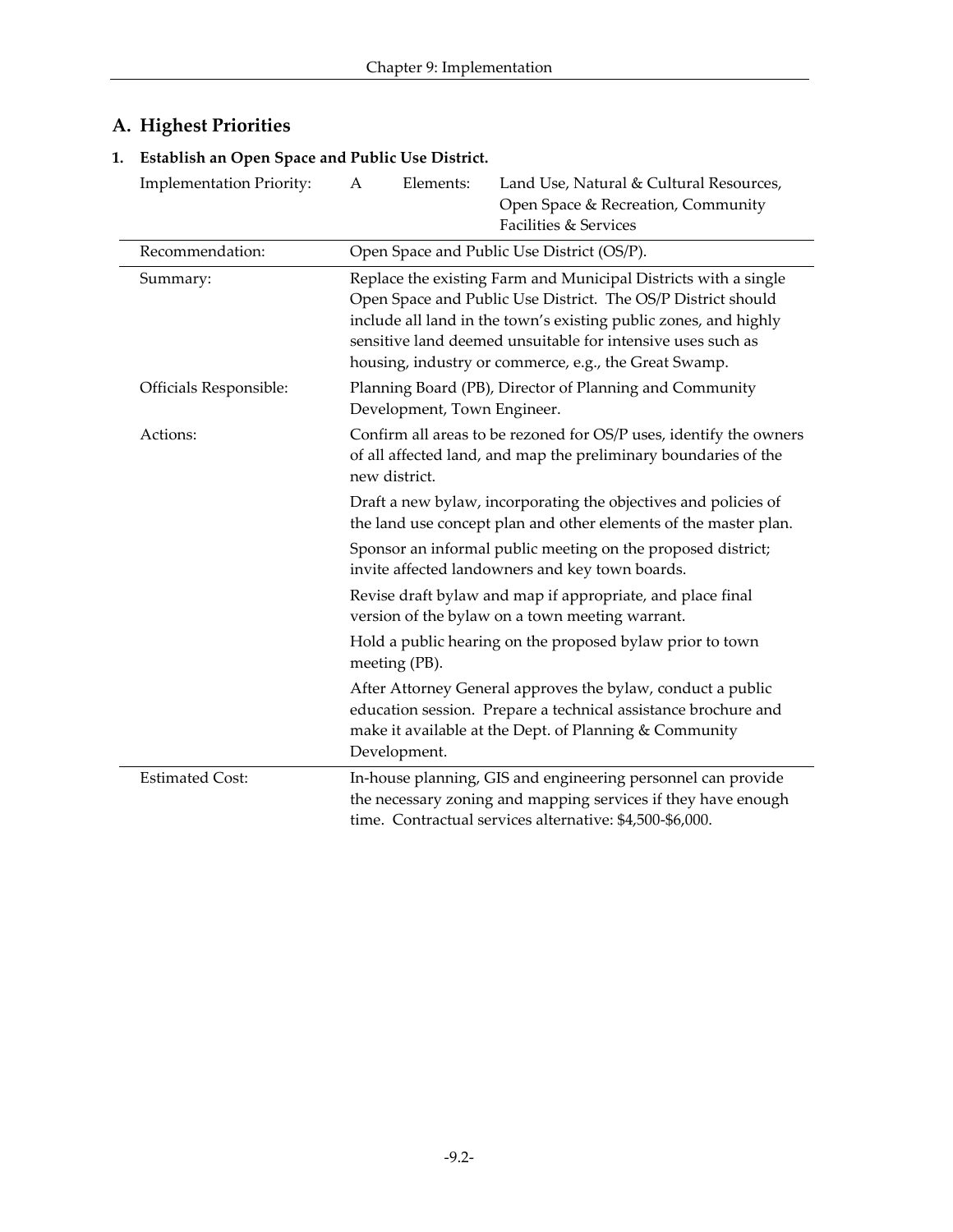## A. Highest Priorities

### 1. Establish an Open Space and Public Use District.

| | | | |
|---|---|---|---|
| Implementation Priority: | A | Elements: | Land Use, Natural & Cultural Resources, Open Space & Recreation, Community Facilities & Services |

| | |
|---|---|
| Recommendation: | Open Space and Public Use District (OS/P). |
| Summary: | Replace the existing Farm and Municipal Districts with a single Open Space and Public Use District. The OS/P District should include all land in the town's existing public zones, and highly sensitive land deemed unsuitable for intensive uses such as housing, industry or commerce, e.g., the Great Swamp. |
| Officials Responsible: | Planning Board (PB), Director of Planning and Community Development, Town Engineer. |
| Actions: | Confirm all areas to be rezoned for OS/P uses, identify the owners of all affected land, and map the preliminary boundaries of the new district. |
| | Draft a new bylaw, incorporating the objectives and policies of the land use concept plan and other elements of the master plan. |
| | Sponsor an informal public meeting on the proposed district; invite affected landowners and key town boards. |
| | Revise draft bylaw and map if appropriate, and place final version of the bylaw on a town meeting warrant. |
| | Hold a public hearing on the proposed bylaw prior to town meeting (PB). |
| | After Attorney General approves the bylaw, conduct a public education session. Prepare a technical assistance brochure and make it available at the Dept. of Planning & Community Development. |
| Estimated Cost: | In-house planning, GIS and engineering personnel can provide the necessary zoning and mapping services if they have enough time. Contractual services alternative: $4,500-$6,000. |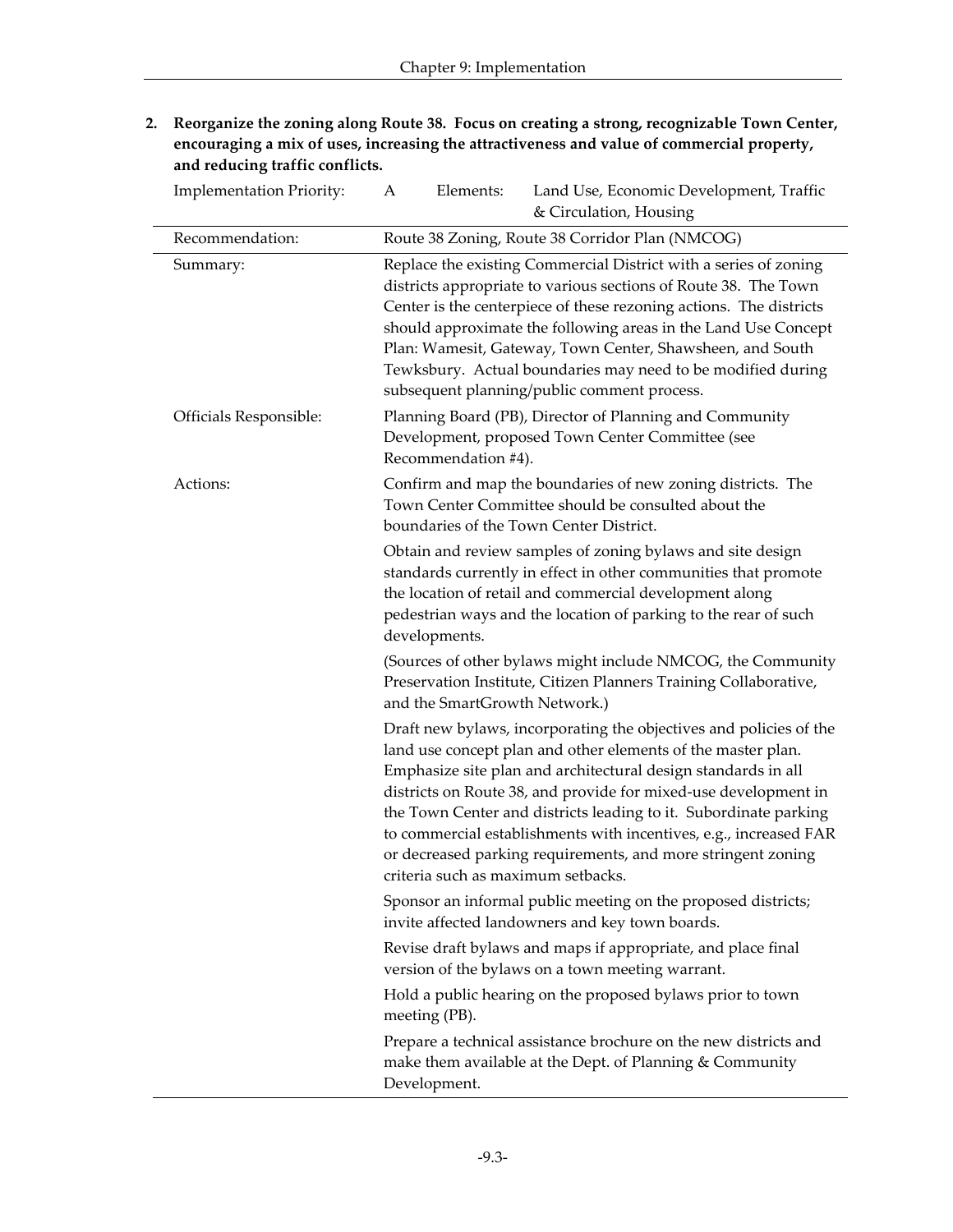**2. Reorganize the zoning along Route 38. Focus on creating a strong, recognizable Town Center, encouraging a mix of uses, increasing the attractiveness and value of commercial property, and reducing traffic conflicts.**

| Implementation Priority: | A | Elements: | Land Use, Economic Development, Traffic & Circulation, Housing |
|---|---|---|---|
| Recommendation: | Route 38 Zoning, Route 38 Corridor Plan (NMCOG) | | |
| Summary: | Replace the existing Commercial District with a series of zoning districts appropriate to various sections of Route 38. The Town Center is the centerpiece of these rezoning actions. The districts should approximate the following areas in the Land Use Concept Plan: Wamesit, Gateway, Town Center, Shawsheen, and South Tewksbury. Actual boundaries may need to be modified during subsequent planning/public comment process. | | |
| Officials Responsible: | Planning Board (PB), Director of Planning and Community Development, proposed Town Center Committee (see Recommendation #4). | | |
| Actions: | Confirm and map the boundaries of new zoning districts. The Town Center Committee should be consulted about the boundaries of the Town Center District.<br><br>Obtain and review samples of zoning bylaws and site design standards currently in effect in other communities that promote the location of retail and commercial development along pedestrian ways and the location of parking to the rear of such developments.<br><br>(Sources of other bylaws might include NMCOG, the Community Preservation Institute, Citizen Planners Training Collaborative, and the SmartGrowth Network.)<br><br>Draft new bylaws, incorporating the objectives and policies of the land use concept plan and other elements of the master plan. Emphasize site plan and architectural design standards in all districts on Route 38, and provide for mixed-use development in the Town Center and districts leading to it. Subordinate parking to commercial establishments with incentives, e.g., increased FAR or decreased parking requirements, and more stringent zoning criteria such as maximum setbacks.<br><br>Sponsor an informal public meeting on the proposed districts; invite affected landowners and key town boards.<br><br>Revise draft bylaws and maps if appropriate, and place final version of the bylaws on a town meeting warrant.<br><br>Hold a public hearing on the proposed bylaws prior to town meeting (PB).<br><br>Prepare a technical assistance brochure on the new districts and make them available at the Dept. of Planning & Community Development. | | |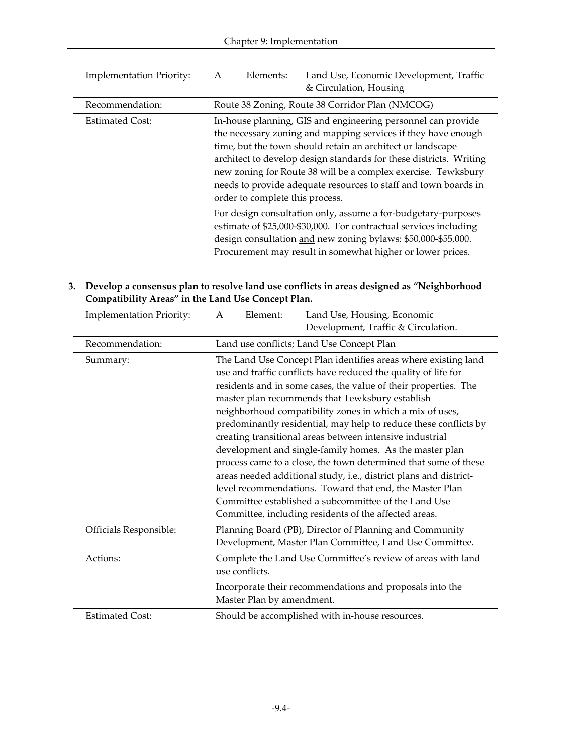| Implementation Priority: | A | Elements: | Land Use, Economic Development, Traffic & Circulation, Housing |
|---|---|---|---|
| Recommendation: | Route 38 Zoning, Route 38 Corridor Plan (NMCOG) | | |
| Estimated Cost: | In-house planning, GIS and engineering personnel can provide the necessary zoning and mapping services if they have enough time, but the town should retain an architect or landscape architect to develop design standards for these districts. Writing new zoning for Route 38 will be a complex exercise. Tewksbury needs to provide adequate resources to staff and town boards in order to complete this process.<br><br>For design consultation only, assume a for-budgetary-purposes estimate of $25,000-$30,000. For contractual services including design consultation <u>and</u> new zoning bylaws: $50,000-$55,000. Procurement may result in somewhat higher or lower prices. | | |

**3. Develop a consensus plan to resolve land use conflicts in areas designed as "Neighborhood Compatibility Areas" in the Land Use Concept Plan.**

| Implementation Priority: | A | Element: | Land Use, Housing, Economic Development, Traffic & Circulation. |
|---|---|---|---|
| Recommendation: | Land use conflicts; Land Use Concept Plan | | |
| Summary: | The Land Use Concept Plan identifies areas where existing land use and traffic conflicts have reduced the quality of life for residents and in some cases, the value of their properties. The master plan recommends that Tewksbury establish neighborhood compatibility zones in which a mix of uses, predominantly residential, may help to reduce these conflicts by creating transitional areas between intensive industrial development and single-family homes. As the master plan process came to a close, the town determined that some of these areas needed additional study, i.e., district plans and district-level recommendations. Toward that end, the Master Plan Committee established a subcommittee of the Land Use Committee, including residents of the affected areas. | | |
| Officials Responsible: | Planning Board (PB), Director of Planning and Community Development, Master Plan Committee, Land Use Committee. | | |
| Actions: | Complete the Land Use Committee's review of areas with land use conflicts.<br><br>Incorporate their recommendations and proposals into the Master Plan by amendment. | | |
| Estimated Cost: | Should be accomplished with in-house resources. | | |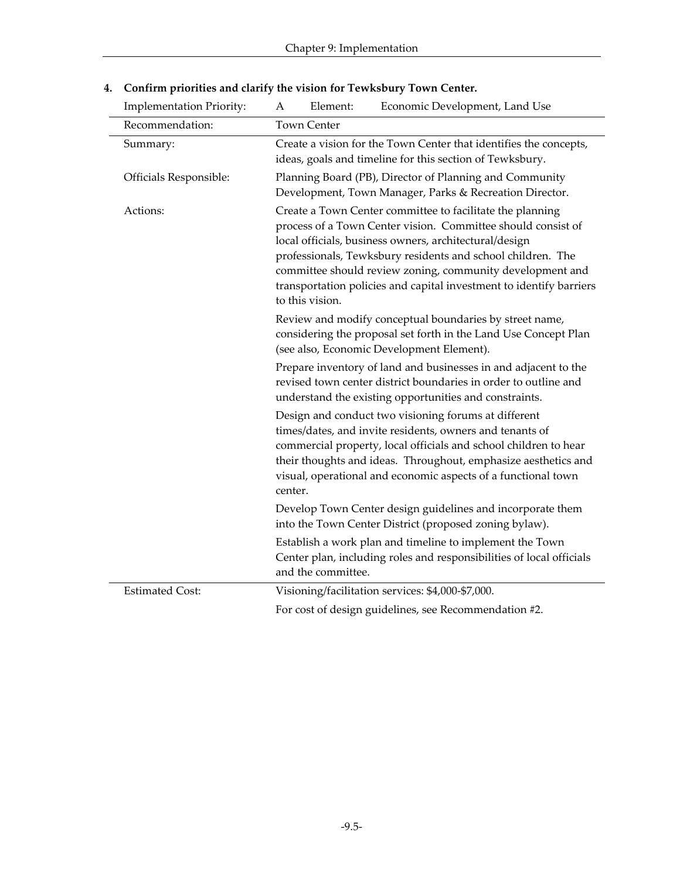**4. Confirm priorities and clarify the vision for Tewksbury Town Center.**

| Implementation Priority: | A Element: Economic Development, Land Use |
|---|---|
| Recommendation: | Town Center |
| Summary: | Create a vision for the Town Center that identifies the concepts, ideas, goals and timeline for this section of Tewksbury. |
| Officials Responsible: | Planning Board (PB), Director of Planning and Community Development, Town Manager, Parks & Recreation Director. |
| Actions: | Create a Town Center committee to facilitate the planning process of a Town Center vision. Committee should consist of local officials, business owners, architectural/design professionals, Tewksbury residents and school children. The committee should review zoning, community development and transportation policies and capital investment to identify barriers to this vision. |
| | Review and modify conceptual boundaries by street name, considering the proposal set forth in the Land Use Concept Plan (see also, Economic Development Element). |
| | Prepare inventory of land and businesses in and adjacent to the revised town center district boundaries in order to outline and understand the existing opportunities and constraints. |
| | Design and conduct two visioning forums at different times/dates, and invite residents, owners and tenants of commercial property, local officials and school children to hear their thoughts and ideas. Throughout, emphasize aesthetics and visual, operational and economic aspects of a functional town center. |
| | Develop Town Center design guidelines and incorporate them into the Town Center District (proposed zoning bylaw). |
| | Establish a work plan and timeline to implement the Town Center plan, including roles and responsibilities of local officials and the committee. |
| Estimated Cost: | Visioning/facilitation services: $4,000-$7,000. |
| | For cost of design guidelines, see Recommendation #2. |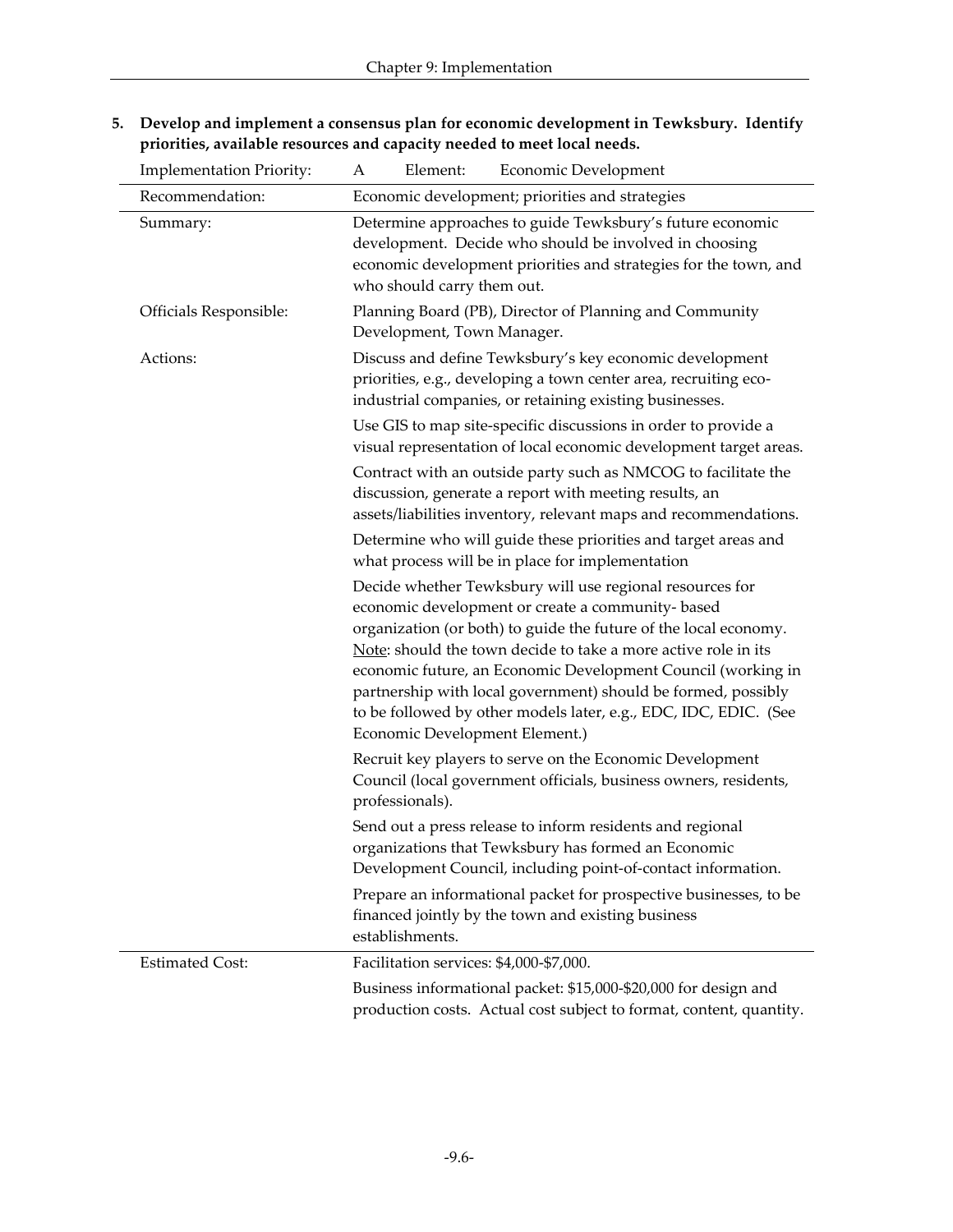**5. Develop and implement a consensus plan for economic development in Tewksbury. Identify priorities, available resources and capacity needed to meet local needs.**

| Implementation Priority: | A Element: Economic Development |
|---|---|
| Recommendation: | Economic development; priorities and strategies |
| Summary: | Determine approaches to guide Tewksbury's future economic development. Decide who should be involved in choosing economic development priorities and strategies for the town, and who should carry them out. |
| Officials Responsible: | Planning Board (PB), Director of Planning and Community Development, Town Manager. |
| Actions: | Discuss and define Tewksbury's key economic development priorities, e.g., developing a town center area, recruiting eco-industrial companies, or retaining existing businesses. |
| | Use GIS to map site-specific discussions in order to provide a visual representation of local economic development target areas. |
| | Contract with an outside party such as NMCOG to facilitate the discussion, generate a report with meeting results, an assets/liabilities inventory, relevant maps and recommendations. |
| | Determine who will guide these priorities and target areas and what process will be in place for implementation |
| | Decide whether Tewksbury will use regional resources for economic development or create a community- based organization (or both) to guide the future of the local economy. Note: should the town decide to take a more active role in its economic future, an Economic Development Council (working in partnership with local government) should be formed, possibly to be followed by other models later, e.g., EDC, IDC, EDIC. (See Economic Development Element.) |
| | Recruit key players to serve on the Economic Development Council (local government officials, business owners, residents, professionals). |
| | Send out a press release to inform residents and regional organizations that Tewksbury has formed an Economic Development Council, including point-of-contact information. |
| | Prepare an informational packet for prospective businesses, to be financed jointly by the town and existing business establishments. |
| Estimated Cost: | Facilitation services: $4,000-$7,000. |
| | Business informational packet: $15,000-$20,000 for design and production costs. Actual cost subject to format, content, quantity. |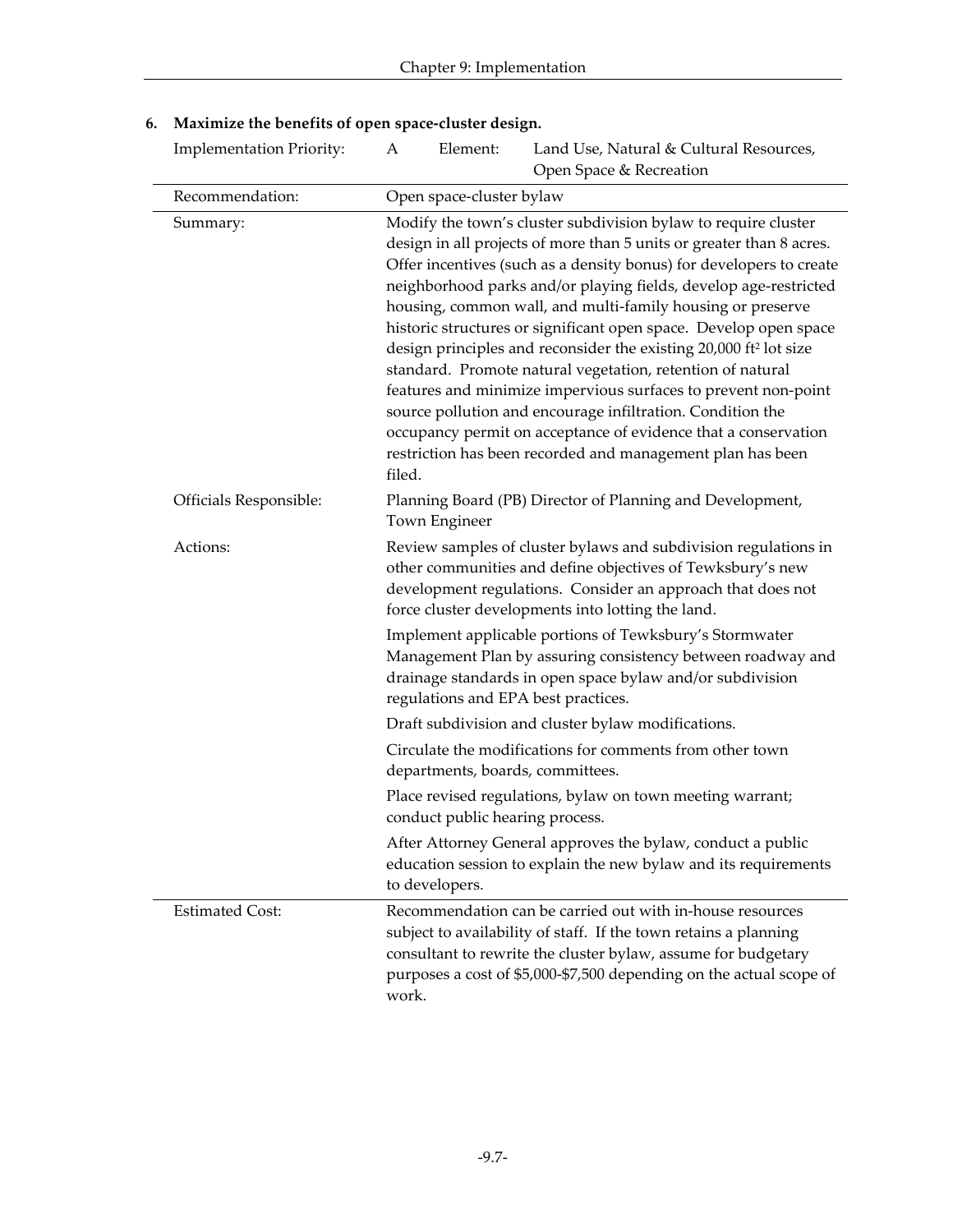**6. Maximize the benefits of open space-cluster design.**

| Implementation Priority: | A Element: Land Use, Natural & Cultural Resources, Open Space & Recreation |
|---|---|
| Recommendation: | Open space-cluster bylaw |
| Summary: | Modify the town's cluster subdivision bylaw to require cluster design in all projects of more than 5 units or greater than 8 acres. Offer incentives (such as a density bonus) for developers to create neighborhood parks and/or playing fields, develop age-restricted housing, common wall, and multi-family housing or preserve historic structures or significant open space. Develop open space design principles and reconsider the existing 20,000 $ft^2$ lot size standard. Promote natural vegetation, retention of natural features and minimize impervious surfaces to prevent non-point source pollution and encourage infiltration. Condition the occupancy permit on acceptance of evidence that a conservation restriction has been recorded and management plan has been filed. |
| Officials Responsible: | Planning Board (PB) Director of Planning and Development, Town Engineer |
| Actions: | Review samples of cluster bylaws and subdivision regulations in other communities and define objectives of Tewksbury's new development regulations. Consider an approach that does not force cluster developments into lotting the land.<br><br>Implement applicable portions of Tewksbury's Stormwater Management Plan by assuring consistency between roadway and drainage standards in open space bylaw and/or subdivision regulations and EPA best practices.<br><br>Draft subdivision and cluster bylaw modifications.<br><br>Circulate the modifications for comments from other town departments, boards, committees.<br><br>Place revised regulations, bylaw on town meeting warrant; conduct public hearing process.<br><br>After Attorney General approves the bylaw, conduct a public education session to explain the new bylaw and its requirements to developers. |
| Estimated Cost: | Recommendation can be carried out with in-house resources subject to availability of staff. If the town retains a planning consultant to rewrite the cluster bylaw, assume for budgetary purposes a cost of $5,000-$7,500 depending on the actual scope of work. |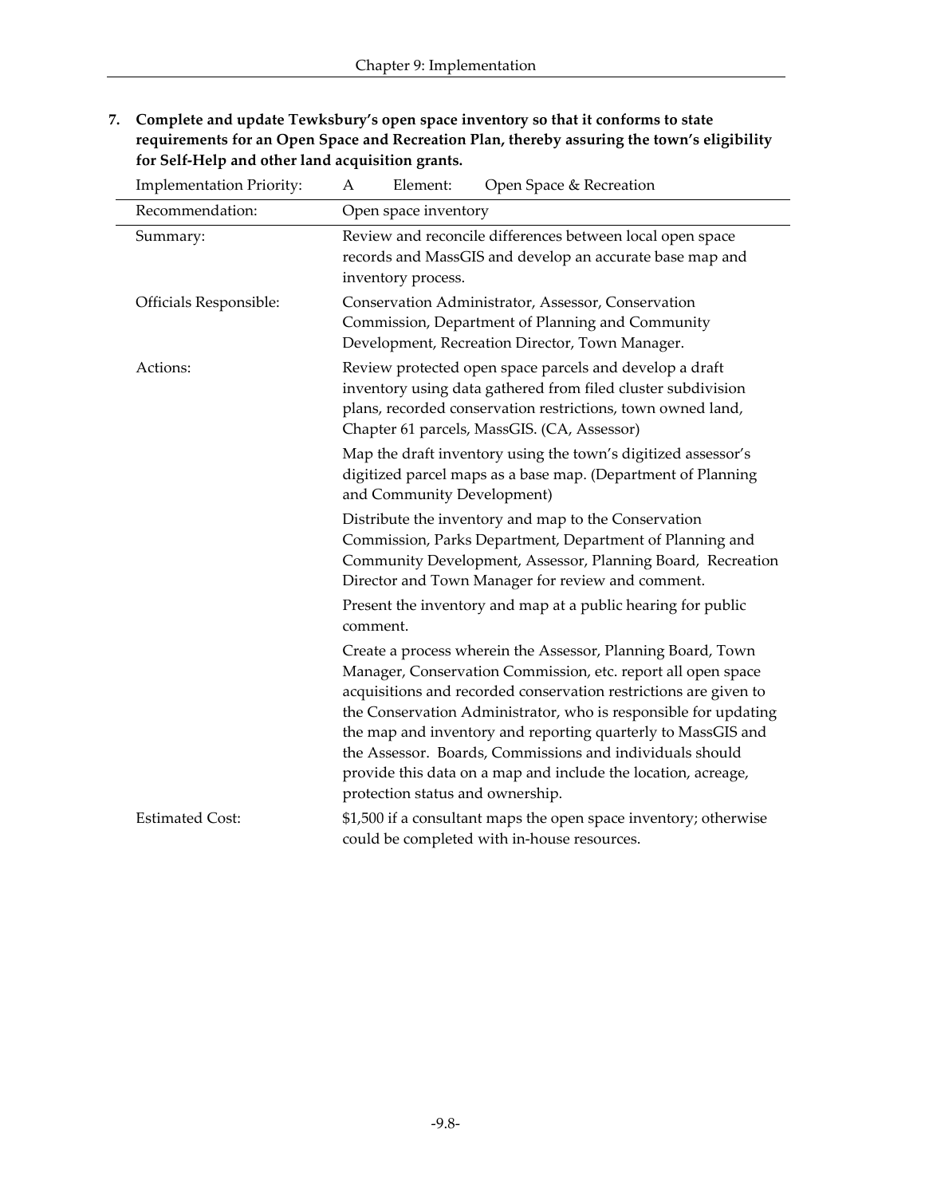**7. Complete and update Tewksbury's open space inventory so that it conforms to state requirements for an Open Space and Recreation Plan, thereby assuring the town's eligibility for Self-Help and other land acquisition grants.**

| Implementation Priority: | A Element: Open Space & Recreation |
|---|---|
| Recommendation: | Open space inventory |
| Summary: | Review and reconcile differences between local open space records and MassGIS and develop an accurate base map and inventory process. |
| Officials Responsible: | Conservation Administrator, Assessor, Conservation Commission, Department of Planning and Community Development, Recreation Director, Town Manager. |
| Actions: | Review protected open space parcels and develop a draft inventory using data gathered from filed cluster subdivision plans, recorded conservation restrictions, town owned land, Chapter 61 parcels, MassGIS. (CA, Assessor) |
| | Map the draft inventory using the town's digitized assessor's digitized parcel maps as a base map. (Department of Planning and Community Development) |
| | Distribute the inventory and map to the Conservation Commission, Parks Department, Department of Planning and Community Development, Assessor, Planning Board, Recreation Director and Town Manager for review and comment. |
| | Present the inventory and map at a public hearing for public comment. |
| | Create a process wherein the Assessor, Planning Board, Town Manager, Conservation Commission, etc. report all open space acquisitions and recorded conservation restrictions are given to the Conservation Administrator, who is responsible for updating the map and inventory and reporting quarterly to MassGIS and the Assessor. Boards, Commissions and individuals should provide this data on a map and include the location, acreage, protection status and ownership. |
| Estimated Cost: | $1,500 if a consultant maps the open space inventory; otherwise could be completed with in-house resources. |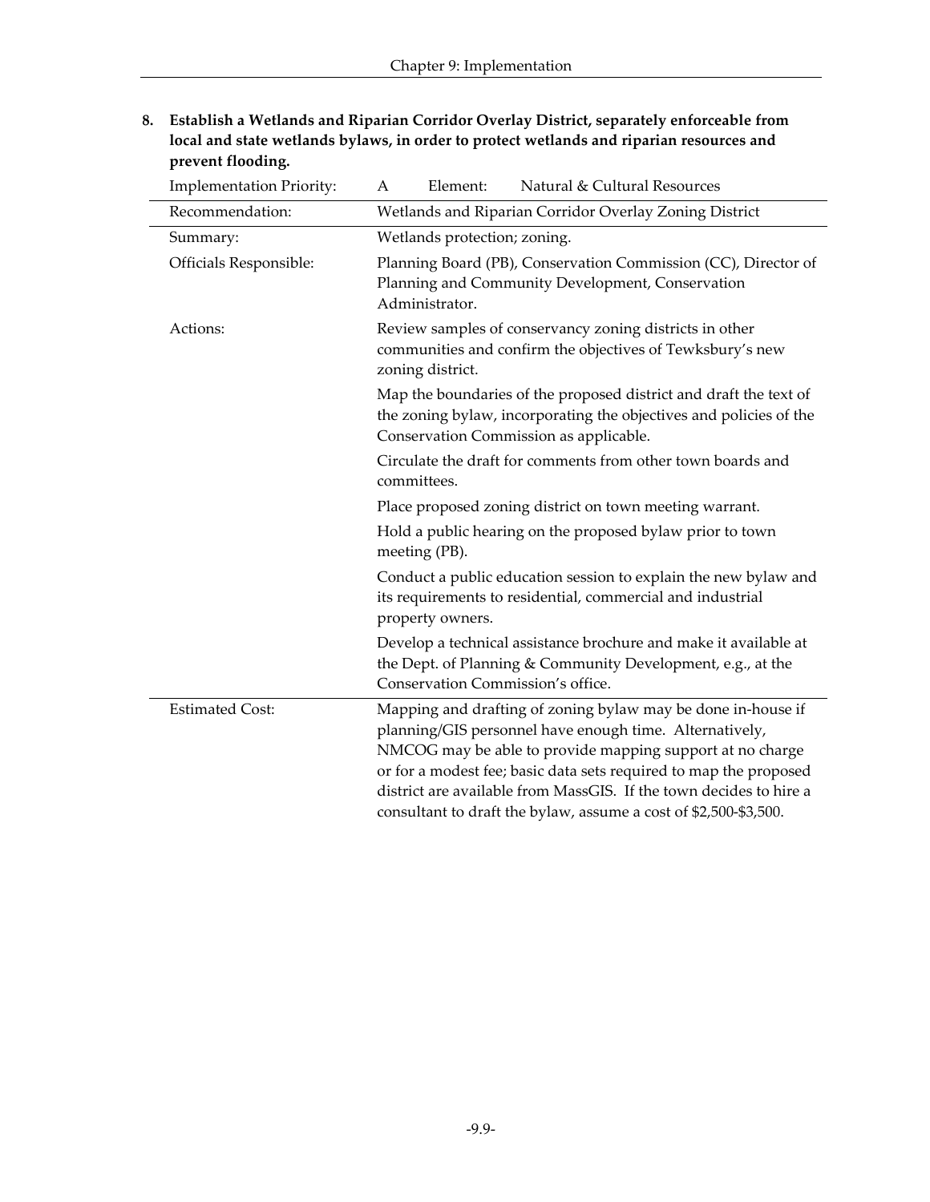**8. Establish a Wetlands and Riparian Corridor Overlay District, separately enforceable from local and state wetlands bylaws, in order to protect wetlands and riparian resources and prevent flooding.**

| Implementation Priority: | A Element: Natural & Cultural Resources |
|---|---|
| Recommendation: | Wetlands and Riparian Corridor Overlay Zoning District |
| Summary: | Wetlands protection; zoning. |
| Officials Responsible: | Planning Board (PB), Conservation Commission (CC), Director of Planning and Community Development, Conservation Administrator. |
| Actions: | Review samples of conservancy zoning districts in other communities and confirm the objectives of Tewksbury's new zoning district. |
| | Map the boundaries of the proposed district and draft the text of the zoning bylaw, incorporating the objectives and policies of the Conservation Commission as applicable. |
| | Circulate the draft for comments from other town boards and committees. |
| | Place proposed zoning district on town meeting warrant. |
| | Hold a public hearing on the proposed bylaw prior to town meeting (PB). |
| | Conduct a public education session to explain the new bylaw and its requirements to residential, commercial and industrial property owners. |
| | Develop a technical assistance brochure and make it available at the Dept. of Planning & Community Development, e.g., at the Conservation Commission's office. |
| Estimated Cost: | Mapping and drafting of zoning bylaw may be done in-house if planning/GIS personnel have enough time. Alternatively, NMCOG may be able to provide mapping support at no charge or for a modest fee; basic data sets required to map the proposed district are available from MassGIS. If the town decides to hire a consultant to draft the bylaw, assume a cost of $2,500-$3,500. |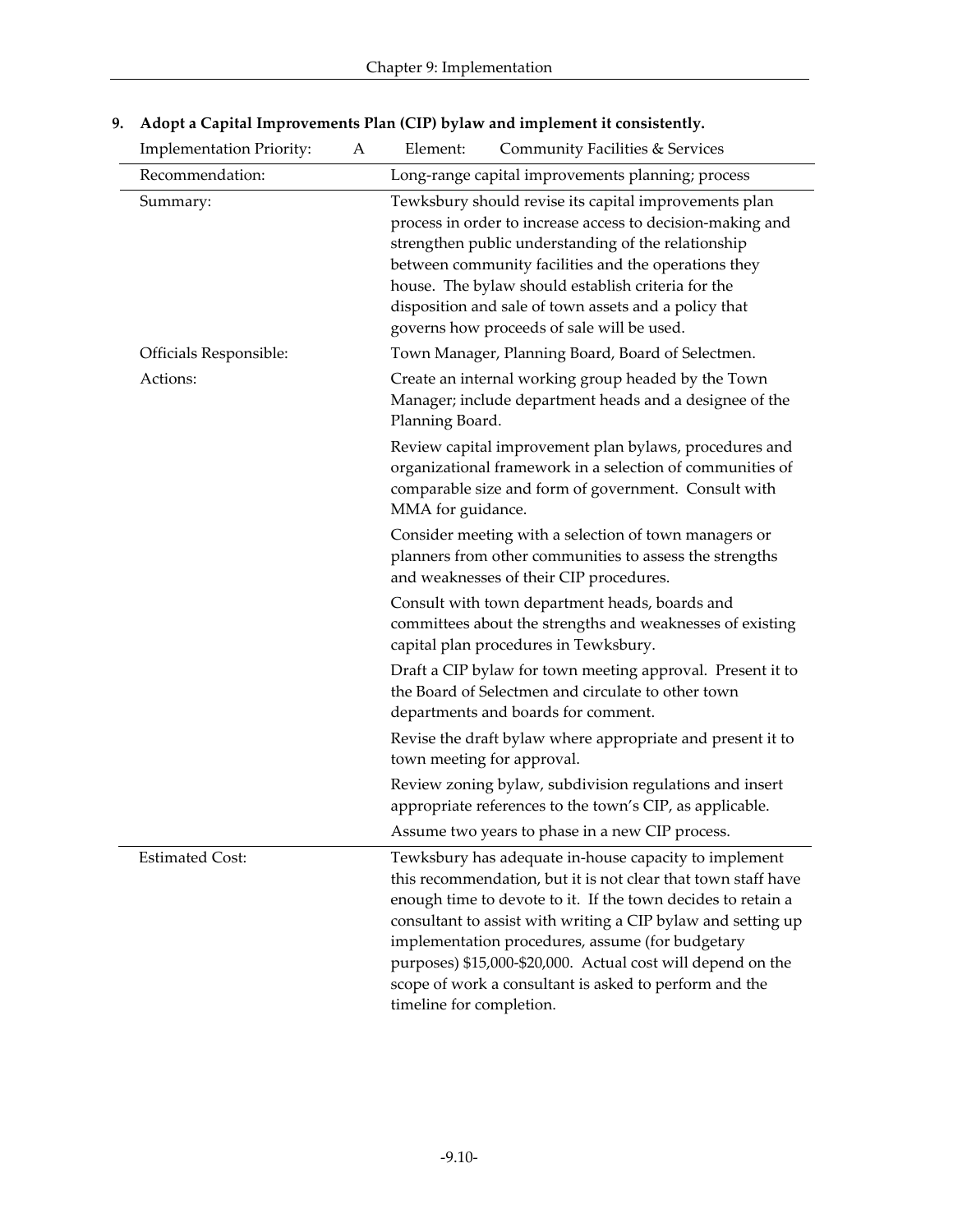**9. Adopt a Capital Improvements Plan (CIP) bylaw and implement it consistently.**

| Implementation Priority: A | Element: Community Facilities & Services |
|---|---|
| Recommendation: | Long-range capital improvements planning; process |
| Summary: | Tewksbury should revise its capital improvements plan process in order to increase access to decision-making and strengthen public understanding of the relationship between community facilities and the operations they house. The bylaw should establish criteria for the disposition and sale of town assets and a policy that governs how proceeds of sale will be used. |
| Officials Responsible: | Town Manager, Planning Board, Board of Selectmen. |
| Actions: | Create an internal working group headed by the Town Manager; include department heads and a designee of the Planning Board. |
| | Review capital improvement plan bylaws, procedures and organizational framework in a selection of communities of comparable size and form of government. Consult with MMA for guidance. |
| | Consider meeting with a selection of town managers or planners from other communities to assess the strengths and weaknesses of their CIP procedures. |
| | Consult with town department heads, boards and committees about the strengths and weaknesses of existing capital plan procedures in Tewksbury. |
| | Draft a CIP bylaw for town meeting approval. Present it to the Board of Selectmen and circulate to other town departments and boards for comment. |
| | Revise the draft bylaw where appropriate and present it to town meeting for approval. |
| | Review zoning bylaw, subdivision regulations and insert appropriate references to the town's CIP, as applicable. |
| | Assume two years to phase in a new CIP process. |
| Estimated Cost: | Tewksbury has adequate in-house capacity to implement this recommendation, but it is not clear that town staff have enough time to devote to it. If the town decides to retain a consultant to assist with writing a CIP bylaw and setting up implementation procedures, assume (for budgetary purposes) $15,000-$20,000. Actual cost will depend on the scope of work a consultant is asked to perform and the timeline for completion. |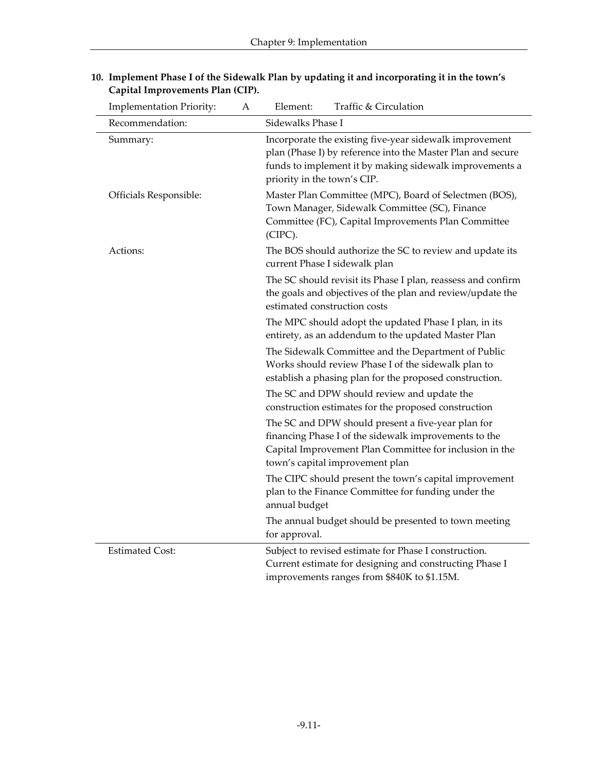**10. Implement Phase I of the Sidewalk Plan by updating it and incorporating it in the town's Capital Improvements Plan (CIP).**

| Implementation Priority: A | Element: Traffic & Circulation |
|---|---|
| Recommendation: | Sidewalks Phase I |
| Summary: | Incorporate the existing five-year sidewalk improvement plan (Phase I) by reference into the Master Plan and secure funds to implement it by making sidewalk improvements a priority in the town's CIP. |
| Officials Responsible: | Master Plan Committee (MPC), Board of Selectmen (BOS), Town Manager, Sidewalk Committee (SC), Finance Committee (FC), Capital Improvements Plan Committee (CIPC). |
| Actions: | The BOS should authorize the SC to review and update its current Phase I sidewalk plan |
| | The SC should revisit its Phase I plan, reassess and confirm the goals and objectives of the plan and review/update the estimated construction costs |
| | The MPC should adopt the updated Phase I plan, in its entirety, as an addendum to the updated Master Plan |
| | The Sidewalk Committee and the Department of Public Works should review Phase I of the sidewalk plan to establish a phasing plan for the proposed construction. |
| | The SC and DPW should review and update the construction estimates for the proposed construction |
| | The SC and DPW should present a five-year plan for financing Phase I of the sidewalk improvements to the Capital Improvement Plan Committee for inclusion in the town's capital improvement plan |
| | The CIPC should present the town's capital improvement plan to the Finance Committee for funding under the annual budget |
| | The annual budget should be presented to town meeting for approval. |
| Estimated Cost: | Subject to revised estimate for Phase I construction. Current estimate for designing and constructing Phase I improvements ranges from $840K to $1.15M. |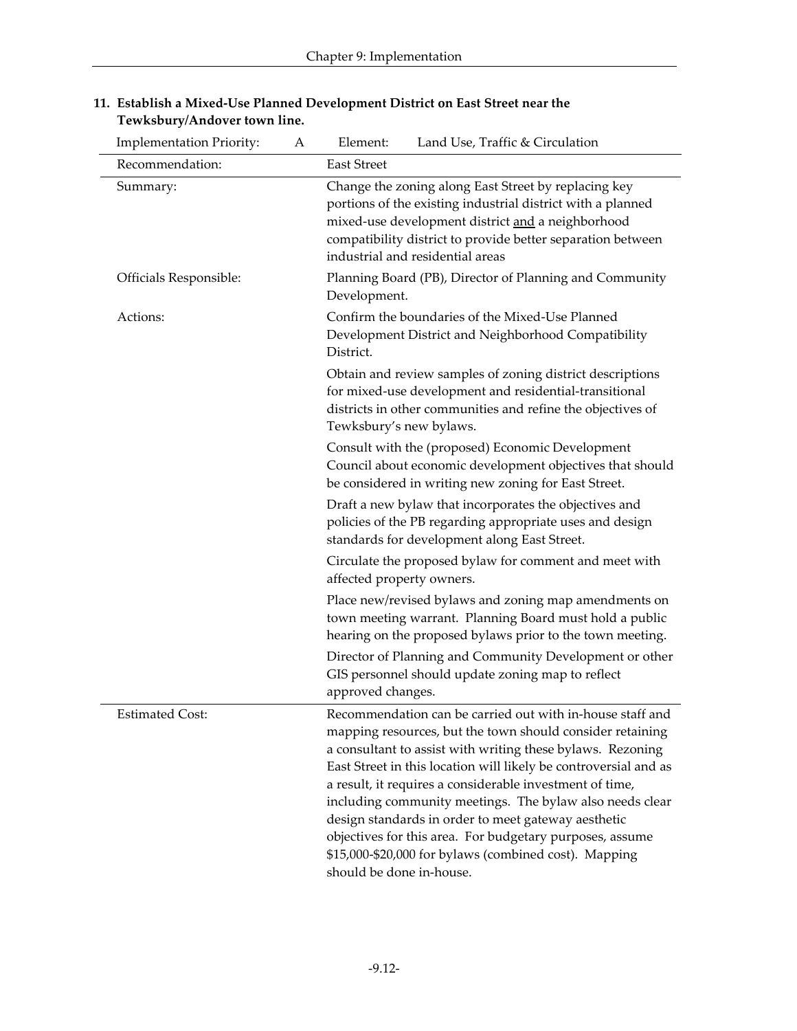### 11. Establish a Mixed-Use Planned Development District on East Street near the Tewksbury/Andover town line.

| Implementation Priority: A | Element: Land Use, Traffic & Circulation |
|---|---|
| Recommendation: | East Street |
| Summary: | Change the zoning along East Street by replacing key portions of the existing industrial district with a planned mixed-use development district <u>and</u> a neighborhood compatibility district to provide better separation between industrial and residential areas |
| Officials Responsible: | Planning Board (PB), Director of Planning and Community Development. |
| Actions: | Confirm the boundaries of the Mixed-Use Planned Development District and Neighborhood Compatibility District. |
| | Obtain and review samples of zoning district descriptions for mixed-use development and residential-transitional districts in other communities and refine the objectives of Tewksbury's new bylaws. |
| | Consult with the (proposed) Economic Development Council about economic development objectives that should be considered in writing new zoning for East Street. |
| | Draft a new bylaw that incorporates the objectives and policies of the PB regarding appropriate uses and design standards for development along East Street. |
| | Circulate the proposed bylaw for comment and meet with affected property owners. |
| | Place new/revised bylaws and zoning map amendments on town meeting warrant. Planning Board must hold a public hearing on the proposed bylaws prior to the town meeting. |
| | Director of Planning and Community Development or other GIS personnel should update zoning map to reflect approved changes. |
| Estimated Cost: | Recommendation can be carried out with in-house staff and mapping resources, but the town should consider retaining a consultant to assist with writing these bylaws. Rezoning East Street in this location will likely be controversial and as a result, it requires a considerable investment of time, including community meetings. The bylaw also needs clear design standards in order to meet gateway aesthetic objectives for this area. For budgetary purposes, assume \$15,000-\$20,000 for bylaws (combined cost). Mapping should be done in-house. |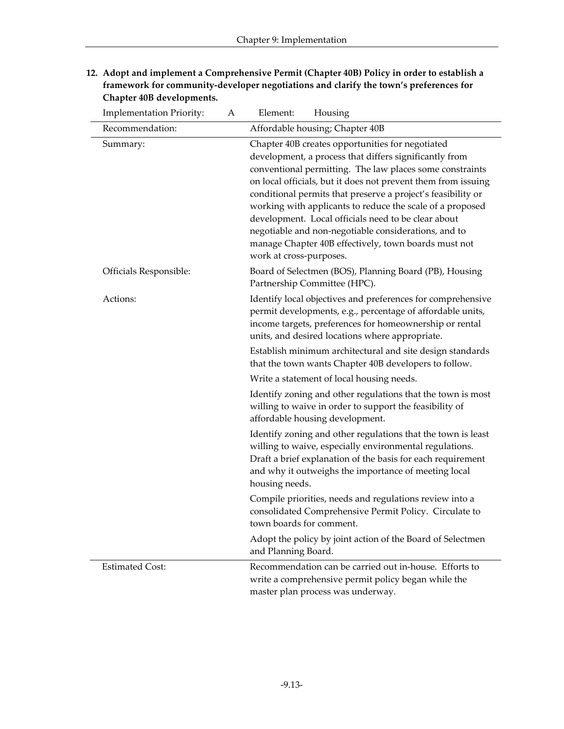**12. Adopt and implement a Comprehensive Permit (Chapter 40B) Policy in order to establish a framework for community-developer negotiations and clarify the town's preferences for Chapter 40B developments.**

| Implementation Priority: A | Element: Housing |
|---|---|
| Recommendation: | Affordable housing; Chapter 40B |
| Summary: | Chapter 40B creates opportunities for negotiated development, a process that differs significantly from conventional permitting. The law places some constraints on local officials, but it does not prevent them from issuing conditional permits that preserve a project's feasibility or working with applicants to reduce the scale of a proposed development. Local officials need to be clear about negotiable and non-negotiable considerations, and to manage Chapter 40B effectively, town boards must not work at cross-purposes. |
| Officials Responsible: | Board of Selectmen (BOS), Planning Board (PB), Housing Partnership Committee (HPC). |
| Actions: | Identify local objectives and preferences for comprehensive permit developments, e.g., percentage of affordable units, income targets, preferences for homeownership or rental units, and desired locations where appropriate.<br><br>Establish minimum architectural and site design standards that the town wants Chapter 40B developers to follow.<br><br>Write a statement of local housing needs.<br><br>Identify zoning and other regulations that the town is most willing to waive in order to support the feasibility of affordable housing development.<br><br>Identify zoning and other regulations that the town is least willing to waive, especially environmental regulations. Draft a brief explanation of the basis for each requirement and why it outweighs the importance of meeting local housing needs.<br><br>Compile priorities, needs and regulations review into a consolidated Comprehensive Permit Policy. Circulate to town boards for comment.<br><br>Adopt the policy by joint action of the Board of Selectmen and Planning Board. |
| Estimated Cost: | Recommendation can be carried out in-house. Efforts to write a comprehensive permit policy began while the master plan process was underway. |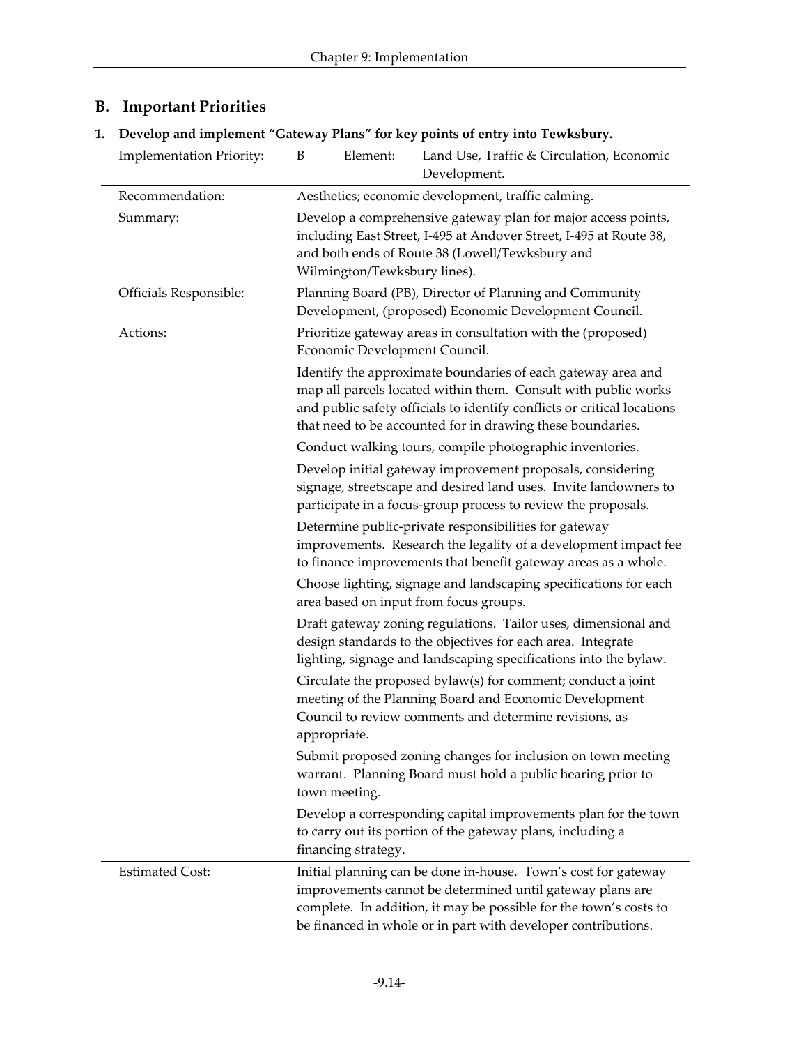## B. Important Priorities

### 1. Develop and implement "Gateway Plans" for key points of entry into Tewksbury.

| | |
|---|---|
| Implementation Priority: | B &nbsp;&nbsp; Element: Land Use, Traffic & Circulation, Economic Development. |
| Recommendation: | Aesthetics; economic development, traffic calming. |
| Summary: | Develop a comprehensive gateway plan for major access points, including East Street, I-495 at Andover Street, I-495 at Route 38, and both ends of Route 38 (Lowell/Tewksbury and Wilmington/Tewksbury lines). |
| Officials Responsible: | Planning Board (PB), Director of Planning and Community Development, (proposed) Economic Development Council. |
| Actions: | Prioritize gateway areas in consultation with the (proposed) Economic Development Council.<br><br>Identify the approximate boundaries of each gateway area and map all parcels located within them. Consult with public works and public safety officials to identify conflicts or critical locations that need to be accounted for in drawing these boundaries.<br><br>Conduct walking tours, compile photographic inventories.<br><br>Develop initial gateway improvement proposals, considering signage, streetscape and desired land uses. Invite landowners to participate in a focus-group process to review the proposals.<br><br>Determine public-private responsibilities for gateway improvements. Research the legality of a development impact fee to finance improvements that benefit gateway areas as a whole.<br><br>Choose lighting, signage and landscaping specifications for each area based on input from focus groups.<br><br>Draft gateway zoning regulations. Tailor uses, dimensional and design standards to the objectives for each area. Integrate lighting, signage and landscaping specifications into the bylaw.<br><br>Circulate the proposed bylaw(s) for comment; conduct a joint meeting of the Planning Board and Economic Development Council to review comments and determine revisions, as appropriate.<br><br>Submit proposed zoning changes for inclusion on town meeting warrant. Planning Board must hold a public hearing prior to town meeting.<br><br>Develop a corresponding capital improvements plan for the town to carry out its portion of the gateway plans, including a financing strategy. |
| Estimated Cost: | Initial planning can be done in-house. Town's cost for gateway improvements cannot be determined until gateway plans are complete. In addition, it may be possible for the town's costs to be financed in whole or in part with developer contributions. |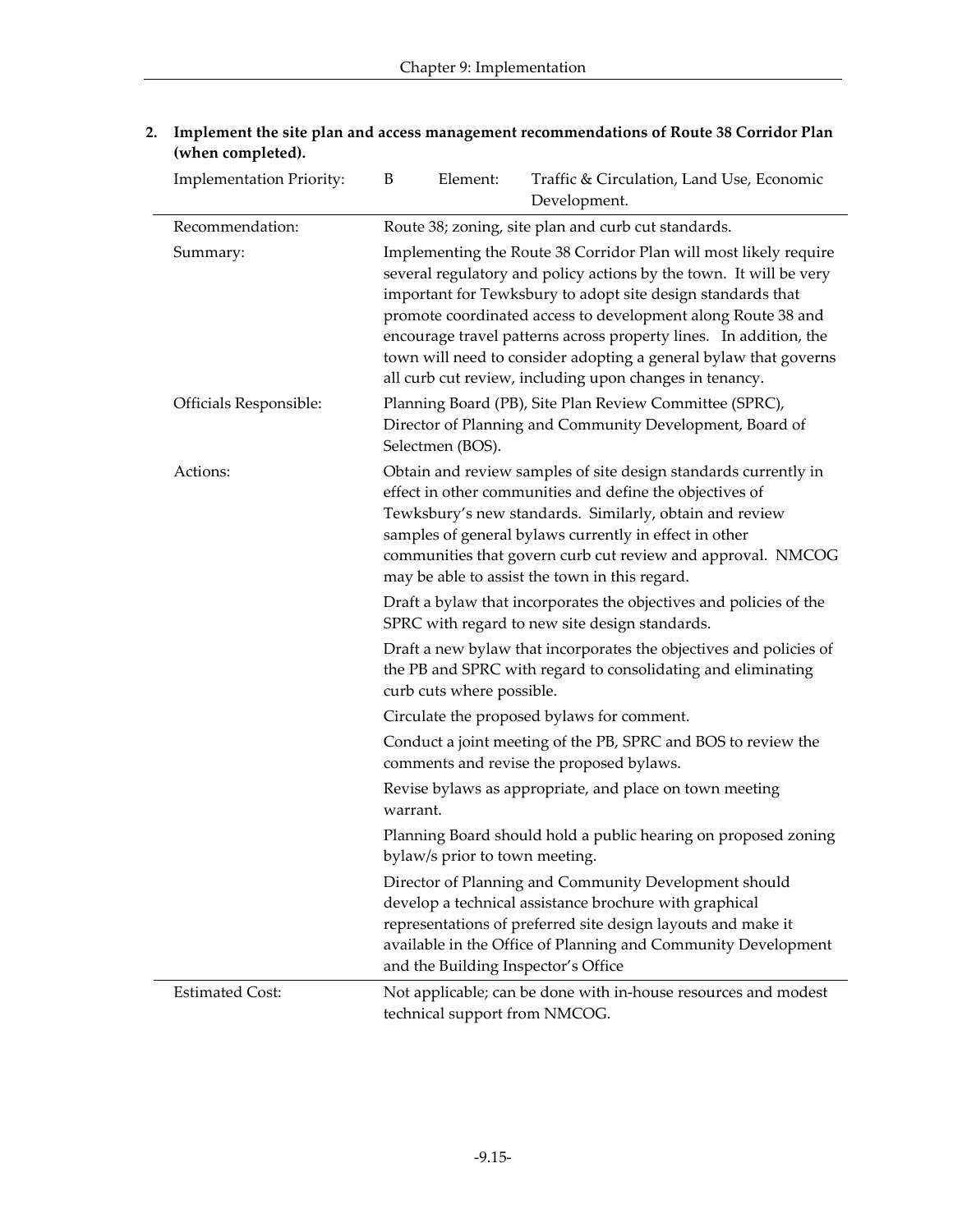**2. Implement the site plan and access management recommendations of Route 38 Corridor Plan (when completed).**

| Implementation Priority: | B | Element: | Traffic & Circulation, Land Use, Economic Development. |
|---|---|---|---|

| | |
|---|---|
| Recommendation: | Route 38; zoning, site plan and curb cut standards. |
| Summary: | Implementing the Route 38 Corridor Plan will most likely require several regulatory and policy actions by the town. It will be very important for Tewksbury to adopt site design standards that promote coordinated access to development along Route 38 and encourage travel patterns across property lines. In addition, the town will need to consider adopting a general bylaw that governs all curb cut review, including upon changes in tenancy. |
| Officials Responsible: | Planning Board (PB), Site Plan Review Committee (SPRC), Director of Planning and Community Development, Board of Selectmen (BOS). |
| Actions: | Obtain and review samples of site design standards currently in effect in other communities and define the objectives of Tewksbury's new standards. Similarly, obtain and review samples of general bylaws currently in effect in other communities that govern curb cut review and approval. NMCOG may be able to assist the town in this regard. <br><br> Draft a bylaw that incorporates the objectives and policies of the SPRC with regard to new site design standards. <br><br> Draft a new bylaw that incorporates the objectives and policies of the PB and SPRC with regard to consolidating and eliminating curb cuts where possible. <br><br> Circulate the proposed bylaws for comment. <br><br> Conduct a joint meeting of the PB, SPRC and BOS to review the comments and revise the proposed bylaws. <br><br> Revise bylaws as appropriate, and place on town meeting warrant. <br><br> Planning Board should hold a public hearing on proposed zoning bylaw/s prior to town meeting. <br><br> Director of Planning and Community Development should develop a technical assistance brochure with graphical representations of preferred site design layouts and make it available in the Office of Planning and Community Development and the Building Inspector's Office |
| Estimated Cost: | Not applicable; can be done with in-house resources and modest technical support from NMCOG. |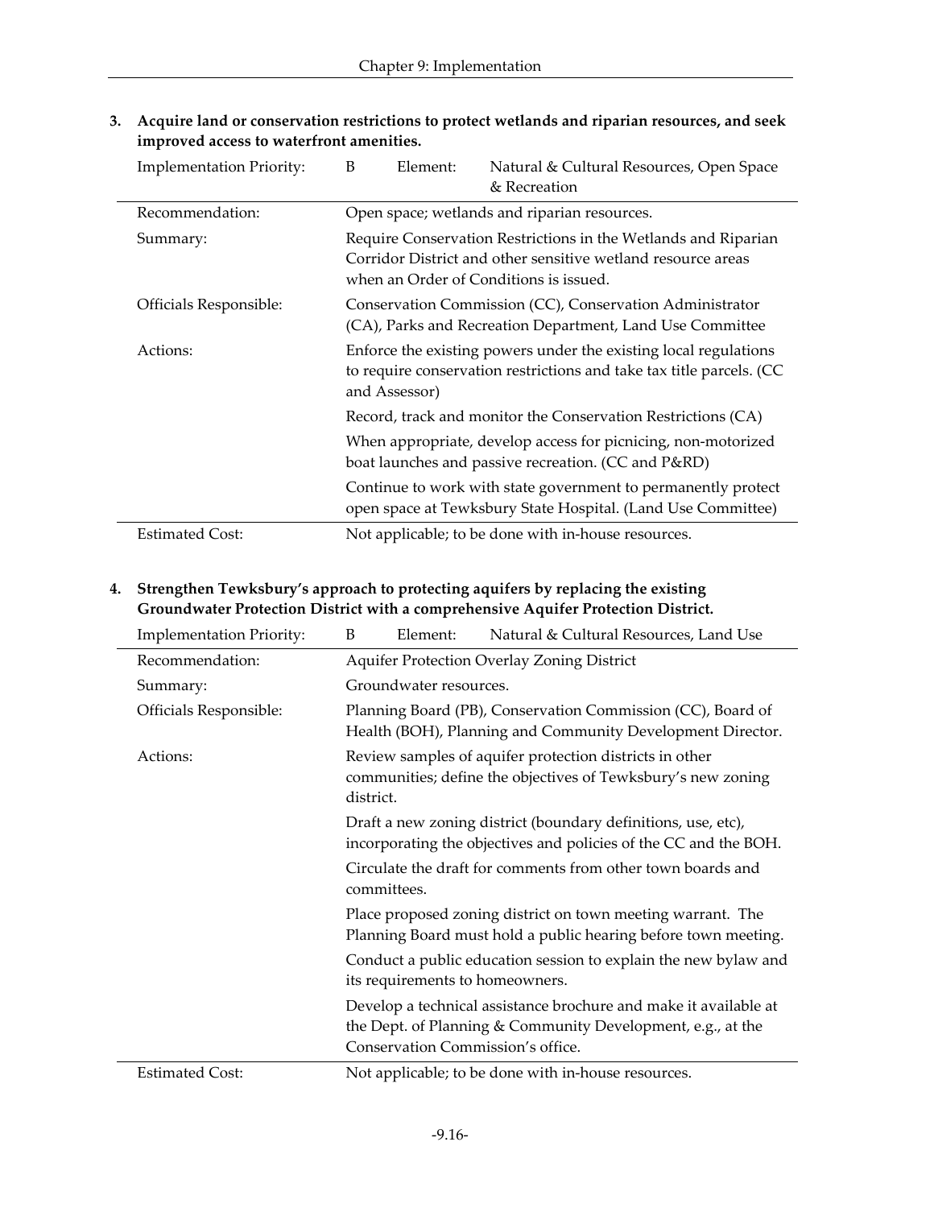**3. Acquire land or conservation restrictions to protect wetlands and riparian resources, and seek improved access to waterfront amenities.**

| Implementation Priority: | B Element: Natural & Cultural Resources, Open Space & Recreation |
|---|---|
| Recommendation: | Open space; wetlands and riparian resources. |
| Summary: | Require Conservation Restrictions in the Wetlands and Riparian Corridor District and other sensitive wetland resource areas when an Order of Conditions is issued. |
| Officials Responsible: | Conservation Commission (CC), Conservation Administrator (CA), Parks and Recreation Department, Land Use Committee |
| Actions: | Enforce the existing powers under the existing local regulations to require conservation restrictions and take tax title parcels. (CC and Assessor) |
| | Record, track and monitor the Conservation Restrictions (CA) |
| | When appropriate, develop access for picnicing, non-motorized boat launches and passive recreation. (CC and P&RD) |
| | Continue to work with state government to permanently protect open space at Tewksbury State Hospital. (Land Use Committee) |
| Estimated Cost: | Not applicable; to be done with in-house resources. |

**4. Strengthen Tewksbury's approach to protecting aquifers by replacing the existing Groundwater Protection District with a comprehensive Aquifer Protection District.**

| Implementation Priority: | B Element: Natural & Cultural Resources, Land Use |
|---|---|
| Recommendation: | Aquifer Protection Overlay Zoning District |
| Summary: | Groundwater resources. |
| Officials Responsible: | Planning Board (PB), Conservation Commission (CC), Board of Health (BOH), Planning and Community Development Director. |
| Actions: | Review samples of aquifer protection districts in other communities; define the objectives of Tewksbury's new zoning district. |
| | Draft a new zoning district (boundary definitions, use, etc), incorporating the objectives and policies of the CC and the BOH. |
| | Circulate the draft for comments from other town boards and committees. |
| | Place proposed zoning district on town meeting warrant. The Planning Board must hold a public hearing before town meeting. |
| | Conduct a public education session to explain the new bylaw and its requirements to homeowners. |
| | Develop a technical assistance brochure and make it available at the Dept. of Planning & Community Development, e.g., at the Conservation Commission's office. |
| Estimated Cost: | Not applicable; to be done with in-house resources. |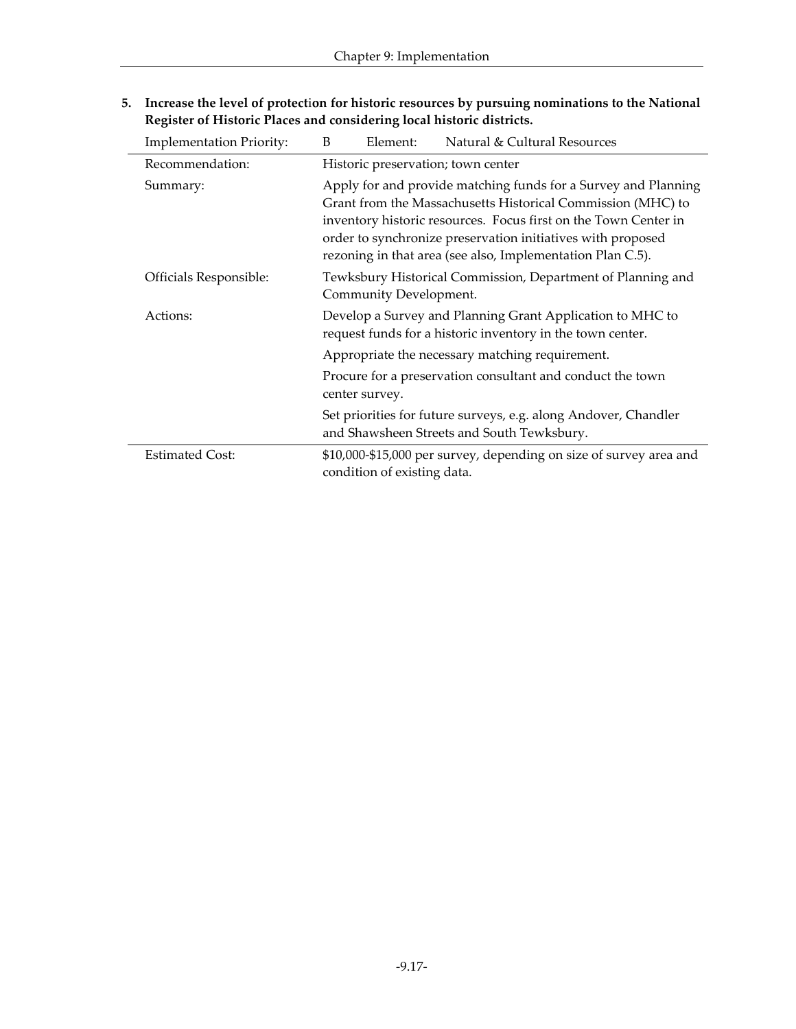**5. Increase the level of protection for historic resources by pursuing nominations to the National Register of Historic Places and considering local historic districts.**

| Implementation Priority: | B Element: Natural & Cultural Resources |
|---|---|
| Recommendation: | Historic preservation; town center |
| Summary: | Apply for and provide matching funds for a Survey and Planning Grant from the Massachusetts Historical Commission (MHC) to inventory historic resources. Focus first on the Town Center in order to synchronize preservation initiatives with proposed rezoning in that area (see also, Implementation Plan C.5). |
| Officials Responsible: | Tewksbury Historical Commission, Department of Planning and Community Development. |
| Actions: | Develop a Survey and Planning Grant Application to MHC to request funds for a historic inventory in the town center. |
| | Appropriate the necessary matching requirement. |
| | Procure for a preservation consultant and conduct the town center survey. |
| | Set priorities for future surveys, e.g. along Andover, Chandler and Shawsheen Streets and South Tewksbury. |
| Estimated Cost: | $10,000-$15,000 per survey, depending on size of survey area and condition of existing data. |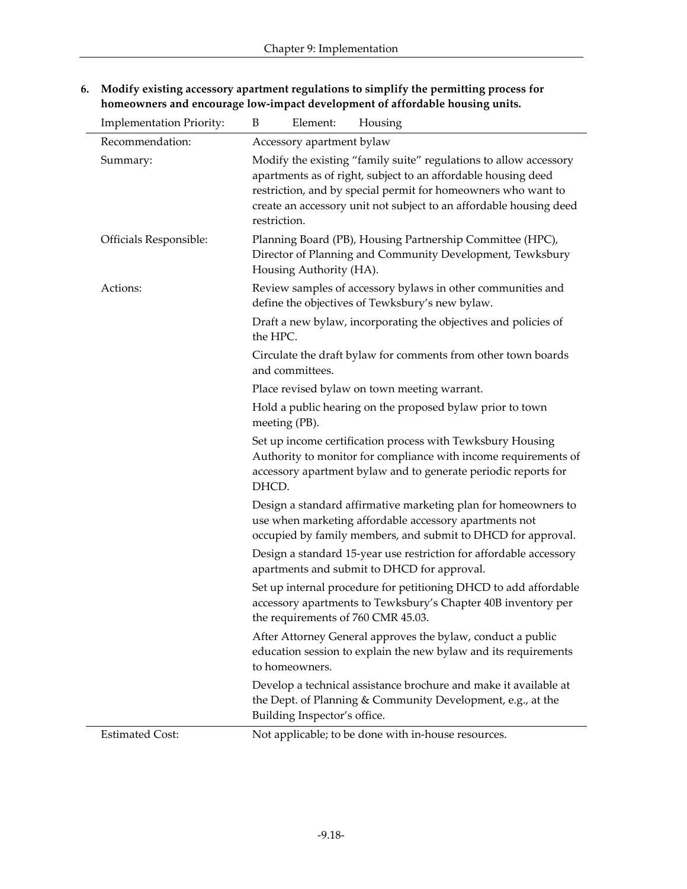**6. Modify existing accessory apartment regulations to simplify the permitting process for homeowners and encourage low-impact development of affordable housing units.**

| Implementation Priority: | B Element: Housing |
|---|---|
| Recommendation: | Accessory apartment bylaw |
| Summary: | Modify the existing "family suite" regulations to allow accessory apartments as of right, subject to an affordable housing deed restriction, and by special permit for homeowners who want to create an accessory unit not subject to an affordable housing deed restriction. |
| Officials Responsible: | Planning Board (PB), Housing Partnership Committee (HPC), Director of Planning and Community Development, Tewksbury Housing Authority (HA). |
| Actions: | Review samples of accessory bylaws in other communities and define the objectives of Tewksbury's new bylaw. |
| | Draft a new bylaw, incorporating the objectives and policies of the HPC. |
| | Circulate the draft bylaw for comments from other town boards and committees. |
| | Place revised bylaw on town meeting warrant. |
| | Hold a public hearing on the proposed bylaw prior to town meeting (PB). |
| | Set up income certification process with Tewksbury Housing Authority to monitor for compliance with income requirements of accessory apartment bylaw and to generate periodic reports for DHCD. |
| | Design a standard affirmative marketing plan for homeowners to use when marketing affordable accessory apartments not occupied by family members, and submit to DHCD for approval. |
| | Design a standard 15-year use restriction for affordable accessory apartments and submit to DHCD for approval. |
| | Set up internal procedure for petitioning DHCD to add affordable accessory apartments to Tewksbury's Chapter 40B inventory per the requirements of 760 CMR 45.03. |
| | After Attorney General approves the bylaw, conduct a public education session to explain the new bylaw and its requirements to homeowners. |
| | Develop a technical assistance brochure and make it available at the Dept. of Planning & Community Development, e.g., at the Building Inspector's office. |
| Estimated Cost: | Not applicable; to be done with in-house resources. |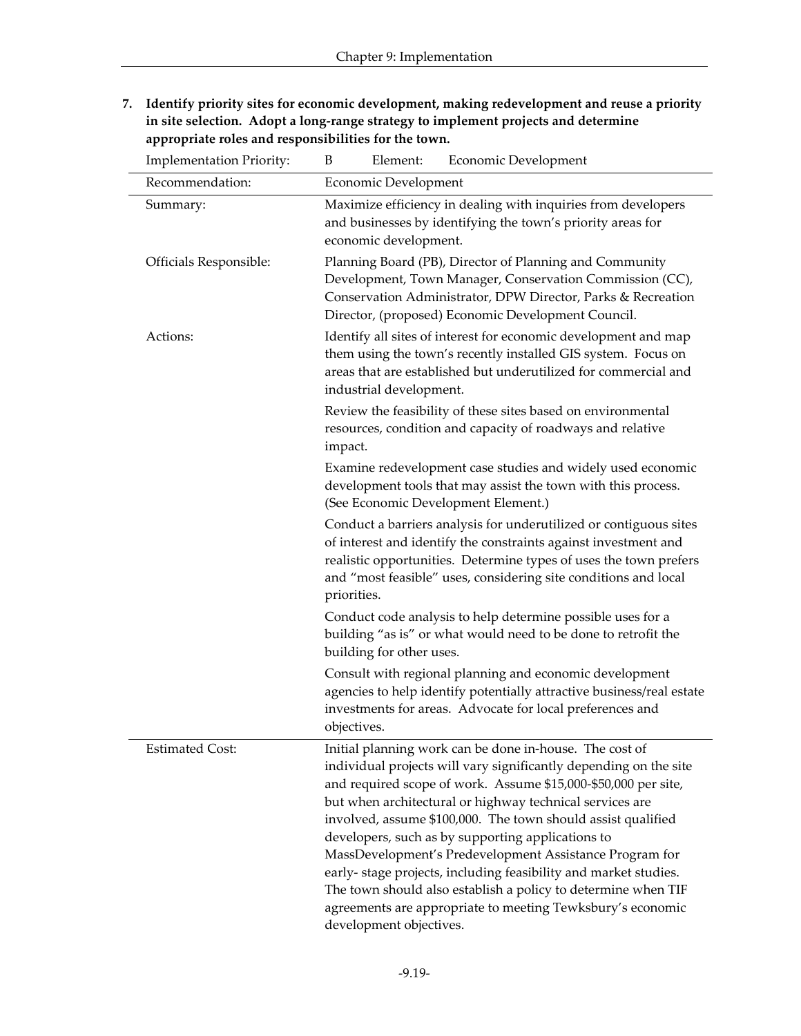**7. Identify priority sites for economic development, making redevelopment and reuse a priority in site selection. Adopt a long-range strategy to implement projects and determine appropriate roles and responsibilities for the town.**

| Implementation Priority: | B Element: Economic Development |
|---|---|
| Recommendation: | Economic Development |
| Summary: | Maximize efficiency in dealing with inquiries from developers and businesses by identifying the town's priority areas for economic development. |
| Officials Responsible: | Planning Board (PB), Director of Planning and Community Development, Town Manager, Conservation Commission (CC), Conservation Administrator, DPW Director, Parks & Recreation Director, (proposed) Economic Development Council. |
| Actions: | Identify all sites of interest for economic development and map them using the town's recently installed GIS system. Focus on areas that are established but underutilized for commercial and industrial development.<br><br>Review the feasibility of these sites based on environmental resources, condition and capacity of roadways and relative impact.<br><br>Examine redevelopment case studies and widely used economic development tools that may assist the town with this process. (See Economic Development Element.)<br><br>Conduct a barriers analysis for underutilized or contiguous sites of interest and identify the constraints against investment and realistic opportunities. Determine types of uses the town prefers and "most feasible" uses, considering site conditions and local priorities.<br><br>Conduct code analysis to help determine possible uses for a building "as is" or what would need to be done to retrofit the building for other uses.<br><br>Consult with regional planning and economic development agencies to help identify potentially attractive business/real estate investments for areas. Advocate for local preferences and objectives. |
| Estimated Cost: | Initial planning work can be done in-house. The cost of individual projects will vary significantly depending on the site and required scope of work. Assume $15,000-$50,000 per site, but when architectural or highway technical services are involved, assume $100,000. The town should assist qualified developers, such as by supporting applications to MassDevelopment's Predevelopment Assistance Program for early- stage projects, including feasibility and market studies. The town should also establish a policy to determine when TIF agreements are appropriate to meeting Tewksbury's economic development objectives. |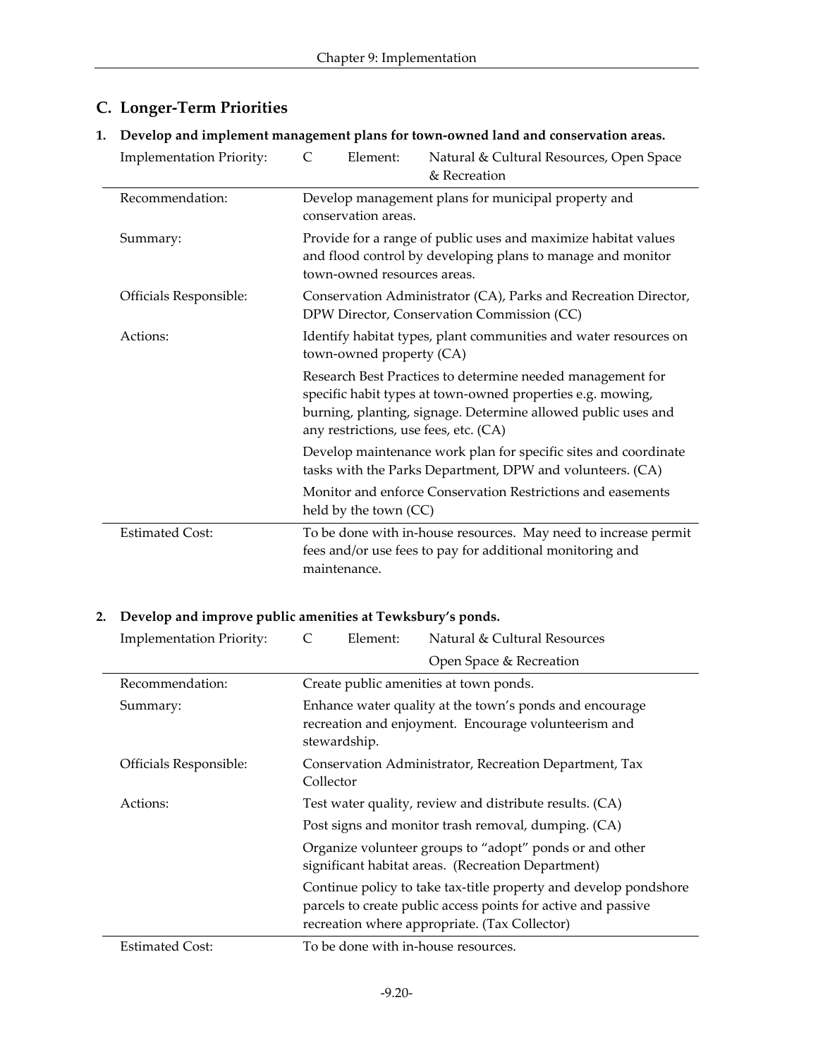## C. Longer-Term Priorities

### 1. Develop and implement management plans for town-owned land and conservation areas.

| Implementation Priority: | C Element: Natural & Cultural Resources, Open Space & Recreation |
|---|---|
| Recommendation: | Develop management plans for municipal property and conservation areas. |
| Summary: | Provide for a range of public uses and maximize habitat values and flood control by developing plans to manage and monitor town-owned resources areas. |
| Officials Responsible: | Conservation Administrator (CA), Parks and Recreation Director, DPW Director, Conservation Commission (CC) |
| Actions: | Identify habitat types, plant communities and water resources on town-owned property (CA) |
| | Research Best Practices to determine needed management for specific habit types at town-owned properties e.g. mowing, burning, planting, signage. Determine allowed public uses and any restrictions, use fees, etc. (CA) |
| | Develop maintenance work plan for specific sites and coordinate tasks with the Parks Department, DPW and volunteers. (CA) |
| | Monitor and enforce Conservation Restrictions and easements held by the town (CC) |
| Estimated Cost: | To be done with in-house resources. May need to increase permit fees and/or use fees to pay for additional monitoring and maintenance. |

### 2. Develop and improve public amenities at Tewksbury's ponds.

| Implementation Priority: | C Element: Natural & Cultural Resources, Open Space & Recreation |
|---|---|
| Recommendation: | Create public amenities at town ponds. |
| Summary: | Enhance water quality at the town's ponds and encourage recreation and enjoyment. Encourage volunteerism and stewardship. |
| Officials Responsible: | Conservation Administrator, Recreation Department, Tax Collector |
| Actions: | Test water quality, review and distribute results. (CA) |
| | Post signs and monitor trash removal, dumping. (CA) |
| | Organize volunteer groups to "adopt" ponds or and other significant habitat areas. (Recreation Department) |
| | Continue policy to take tax-title property and develop pondshore parcels to create public access points for active and passive recreation where appropriate. (Tax Collector) |
| Estimated Cost: | To be done with in-house resources. |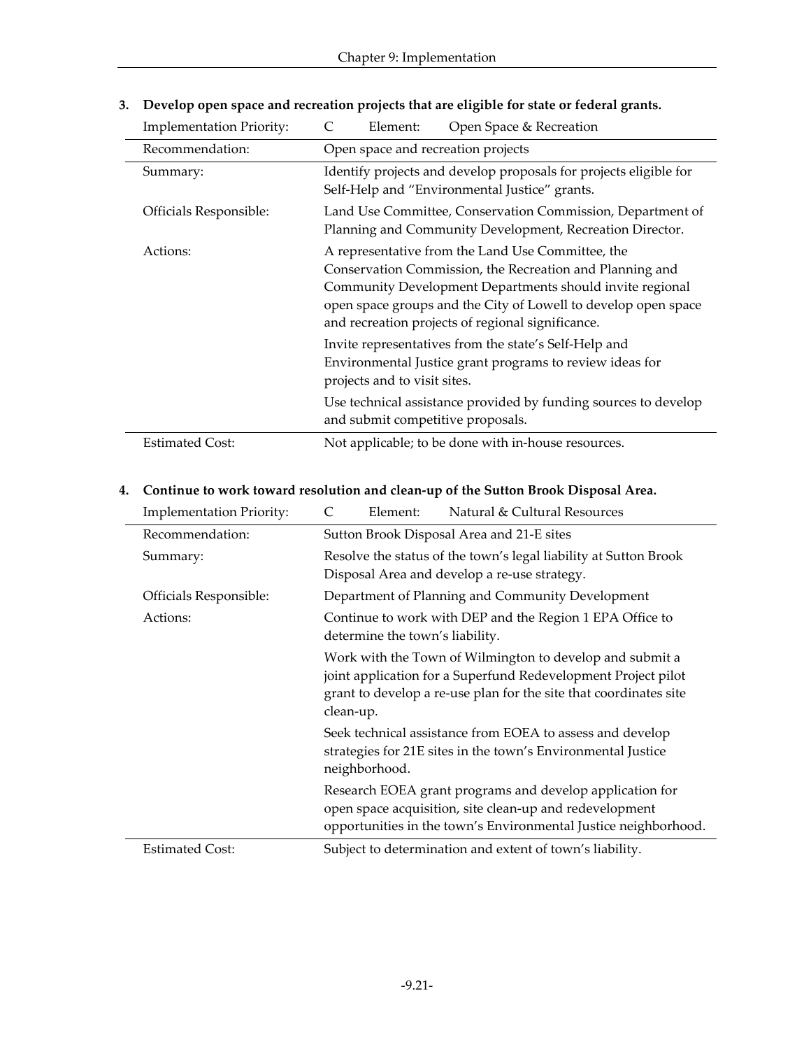**3. Develop open space and recreation projects that are eligible for state or federal grants.**

| Implementation Priority: | C    Element:    Open Space & Recreation |
|---|---|
| Recommendation: | Open space and recreation projects |
| Summary: | Identify projects and develop proposals for projects eligible for Self-Help and "Environmental Justice" grants. |
| Officials Responsible: | Land Use Committee, Conservation Commission, Department of Planning and Community Development, Recreation Director. |
| Actions: | A representative from the Land Use Committee, the Conservation Commission, the Recreation and Planning and Community Development Departments should invite regional open space groups and the City of Lowell to develop open space and recreation projects of regional significance. |
| | Invite representatives from the state's Self-Help and Environmental Justice grant programs to review ideas for projects and to visit sites. |
| | Use technical assistance provided by funding sources to develop and submit competitive proposals. |
| Estimated Cost: | Not applicable; to be done with in-house resources. |

**4. Continue to work toward resolution and clean-up of the Sutton Brook Disposal Area.**

| Implementation Priority: | C    Element:    Natural & Cultural Resources |
|---|---|
| Recommendation: | Sutton Brook Disposal Area and 21-E sites |
| Summary: | Resolve the status of the town's legal liability at Sutton Brook Disposal Area and develop a re-use strategy. |
| Officials Responsible: | Department of Planning and Community Development |
| Actions: | Continue to work with DEP and the Region 1 EPA Office to determine the town's liability. |
| | Work with the Town of Wilmington to develop and submit a joint application for a Superfund Redevelopment Project pilot grant to develop a re-use plan for the site that coordinates site clean-up. |
| | Seek technical assistance from EOEA to assess and develop strategies for 21E sites in the town's Environmental Justice neighborhood. |
| | Research EOEA grant programs and develop application for open space acquisition, site clean-up and redevelopment opportunities in the town's Environmental Justice neighborhood. |
| Estimated Cost: | Subject to determination and extent of town's liability. |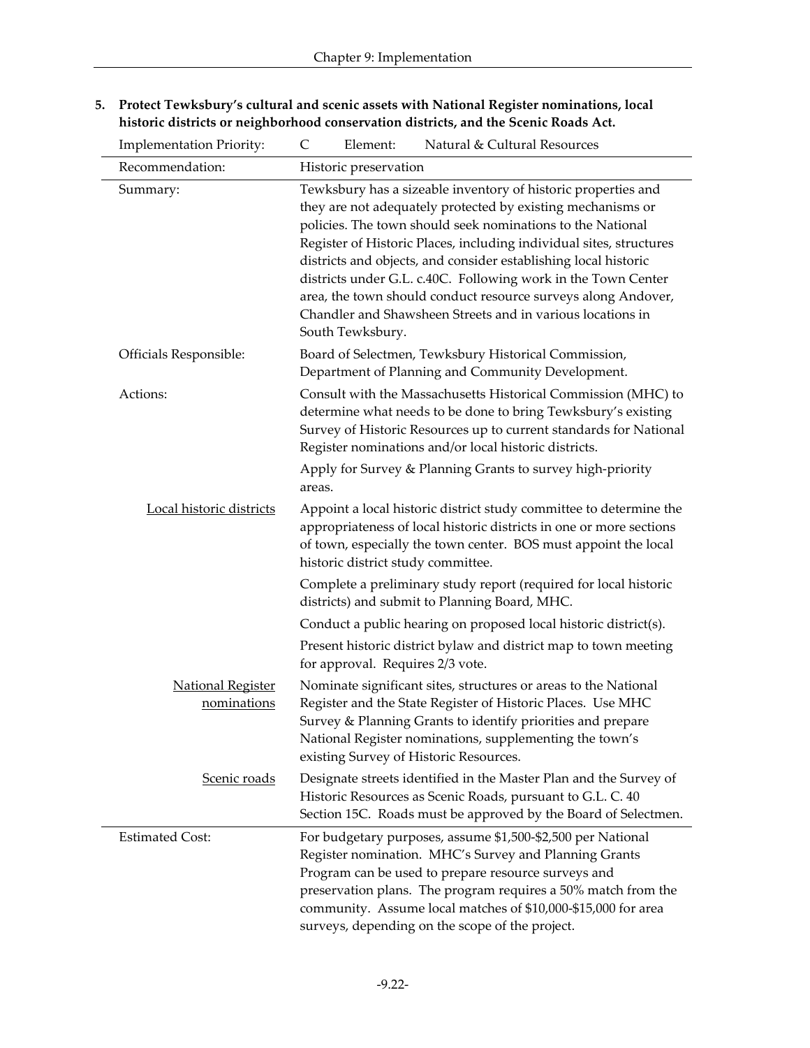**5. Protect Tewksbury's cultural and scenic assets with National Register nominations, local historic districts or neighborhood conservation districts, and the Scenic Roads Act.**

| Implementation Priority: | C &nbsp;&nbsp; Element: &nbsp;&nbsp; Natural & Cultural Resources |
|---|---|
| Recommendation: | Historic preservation |
| Summary: | Tewksbury has a sizeable inventory of historic properties and they are not adequately protected by existing mechanisms or policies. The town should seek nominations to the National Register of Historic Places, including individual sites, structures districts and objects, and consider establishing local historic districts under G.L. c.40C. Following work in the Town Center area, the town should conduct resource surveys along Andover, Chandler and Shawsheen Streets and in various locations in South Tewksbury. |
| Officials Responsible: | Board of Selectmen, Tewksbury Historical Commission, Department of Planning and Community Development. |
| Actions: | Consult with the Massachusetts Historical Commission (MHC) to determine what needs to be done to bring Tewksbury's existing Survey of Historic Resources up to current standards for National Register nominations and/or local historic districts. |
| | Apply for Survey & Planning Grants to survey high-priority areas. |
| Local historic districts | Appoint a local historic district study committee to determine the appropriateness of local historic districts in one or more sections of town, especially the town center. BOS must appoint the local historic district study committee. |
| | Complete a preliminary study report (required for local historic districts) and submit to Planning Board, MHC. |
| | Conduct a public hearing on proposed local historic district(s). |
| | Present historic district bylaw and district map to town meeting for approval. Requires 2/3 vote. |
| National Register nominations | Nominate significant sites, structures or areas to the National Register and the State Register of Historic Places. Use MHC Survey & Planning Grants to identify priorities and prepare National Register nominations, supplementing the town's existing Survey of Historic Resources. |
| Scenic roads | Designate streets identified in the Master Plan and the Survey of Historic Resources as Scenic Roads, pursuant to G.L. C. 40 Section 15C. Roads must be approved by the Board of Selectmen. |
| Estimated Cost: | For budgetary purposes, assume $1,500-$2,500 per National Register nomination. MHC's Survey and Planning Grants Program can be used to prepare resource surveys and preservation plans. The program requires a 50% match from the community. Assume local matches of $10,000-$15,000 for area surveys, depending on the scope of the project. |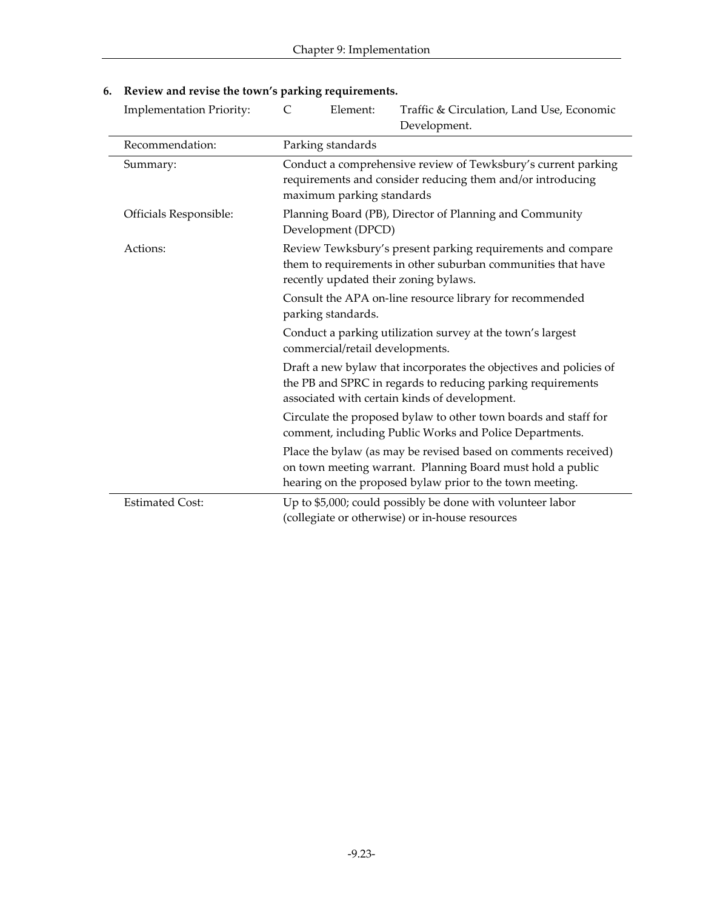**6. Review and revise the town's parking requirements.**

| Implementation Priority: | C | Element: | Traffic & Circulation, Land Use, Economic Development. |
|---|---|---|---|

| | |
|---|---|
| Recommendation: | Parking standards |
| Summary: | Conduct a comprehensive review of Tewksbury's current parking requirements and consider reducing them and/or introducing maximum parking standards |
| Officials Responsible: | Planning Board (PB), Director of Planning and Community Development (DPCD) |
| Actions: | Review Tewksbury's present parking requirements and compare them to requirements in other suburban communities that have recently updated their zoning bylaws. |
| | Consult the APA on-line resource library for recommended parking standards. |
| | Conduct a parking utilization survey at the town's largest commercial/retail developments. |
| | Draft a new bylaw that incorporates the objectives and policies of the PB and SPRC in regards to reducing parking requirements associated with certain kinds of development. |
| | Circulate the proposed bylaw to other town boards and staff for comment, including Public Works and Police Departments. |
| | Place the bylaw (as may be revised based on comments received) on town meeting warrant. Planning Board must hold a public hearing on the proposed bylaw prior to the town meeting. |
| Estimated Cost: | Up to $5,000; could possibly be done with volunteer labor (collegiate or otherwise) or in-house resources |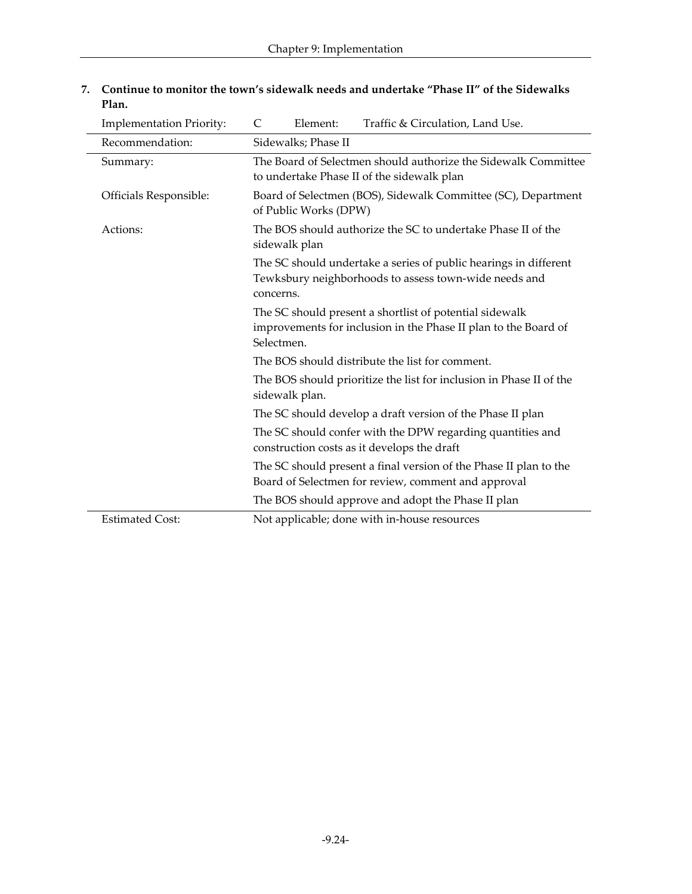**7. Continue to monitor the town's sidewalk needs and undertake "Phase II" of the Sidewalks Plan.**

| Implementation Priority: | C | Element: | Traffic & Circulation, Land Use. |
|---|---|---|---|
| Recommendation: | Sidewalks; Phase II | | |
| Summary: | The Board of Selectmen should authorize the Sidewalk Committee to undertake Phase II of the sidewalk plan | | |
| Officials Responsible: | Board of Selectmen (BOS), Sidewalk Committee (SC), Department of Public Works (DPW) | | |
| Actions: | The BOS should authorize the SC to undertake Phase II of the sidewalk plan | | |
| | The SC should undertake a series of public hearings in different Tewksbury neighborhoods to assess town-wide needs and concerns. | | |
| | The SC should present a shortlist of potential sidewalk improvements for inclusion in the Phase II plan to the Board of Selectmen. | | |
| | The BOS should distribute the list for comment. | | |
| | The BOS should prioritize the list for inclusion in Phase II of the sidewalk plan. | | |
| | The SC should develop a draft version of the Phase II plan | | |
| | The SC should confer with the DPW regarding quantities and construction costs as it develops the draft | | |
| | The SC should present a final version of the Phase II plan to the Board of Selectmen for review, comment and approval | | |
| | The BOS should approve and adopt the Phase II plan | | |
| Estimated Cost: | Not applicable; done with in-house resources | | |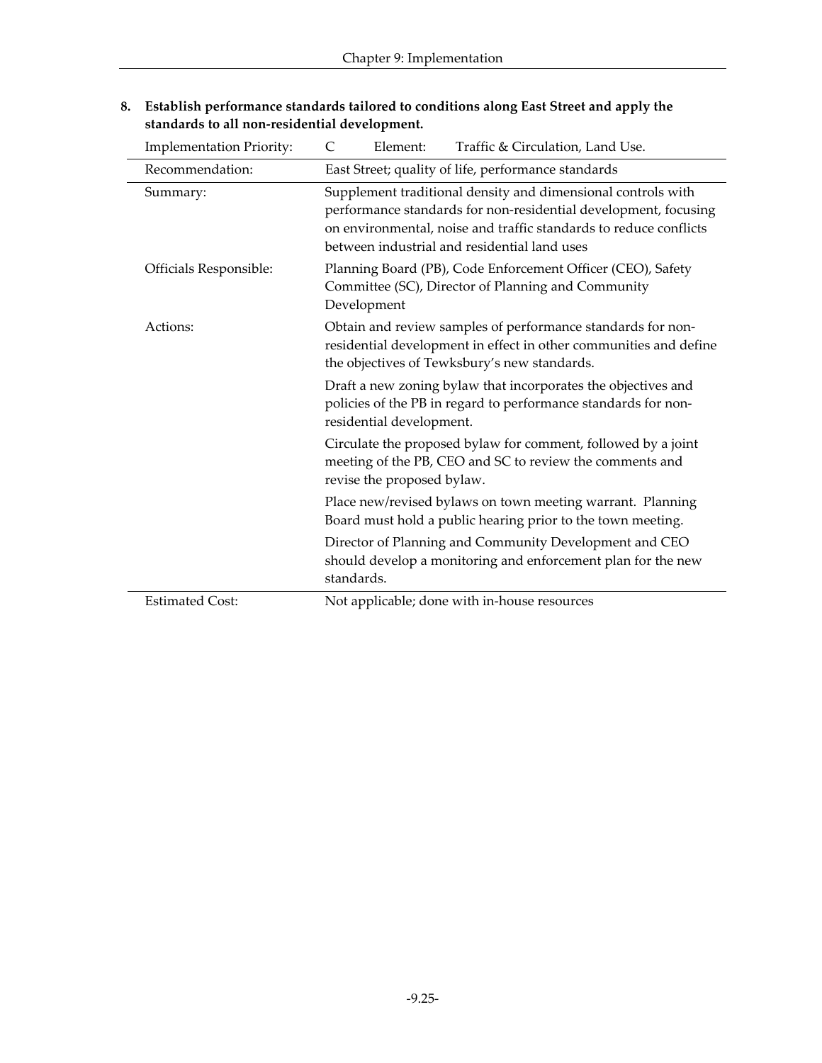**8. Establish performance standards tailored to conditions along East Street and apply the standards to all non-residential development.**

| Implementation Priority: | C &nbsp;&nbsp;&nbsp; Element: &nbsp;&nbsp;&nbsp; Traffic & Circulation, Land Use. |
|---|---|
| Recommendation: | East Street; quality of life, performance standards |
| Summary: | Supplement traditional density and dimensional controls with performance standards for non-residential development, focusing on environmental, noise and traffic standards to reduce conflicts between industrial and residential land uses |
| Officials Responsible: | Planning Board (PB), Code Enforcement Officer (CEO), Safety Committee (SC), Director of Planning and Community Development |
| Actions: | Obtain and review samples of performance standards for non-residential development in effect in other communities and define the objectives of Tewksbury's new standards. |
| | Draft a new zoning bylaw that incorporates the objectives and policies of the PB in regard to performance standards for non-residential development. |
| | Circulate the proposed bylaw for comment, followed by a joint meeting of the PB, CEO and SC to review the comments and revise the proposed bylaw. |
| | Place new/revised bylaws on town meeting warrant. Planning Board must hold a public hearing prior to the town meeting. |
| | Director of Planning and Community Development and CEO should develop a monitoring and enforcement plan for the new standards. |
| Estimated Cost: | Not applicable; done with in-house resources |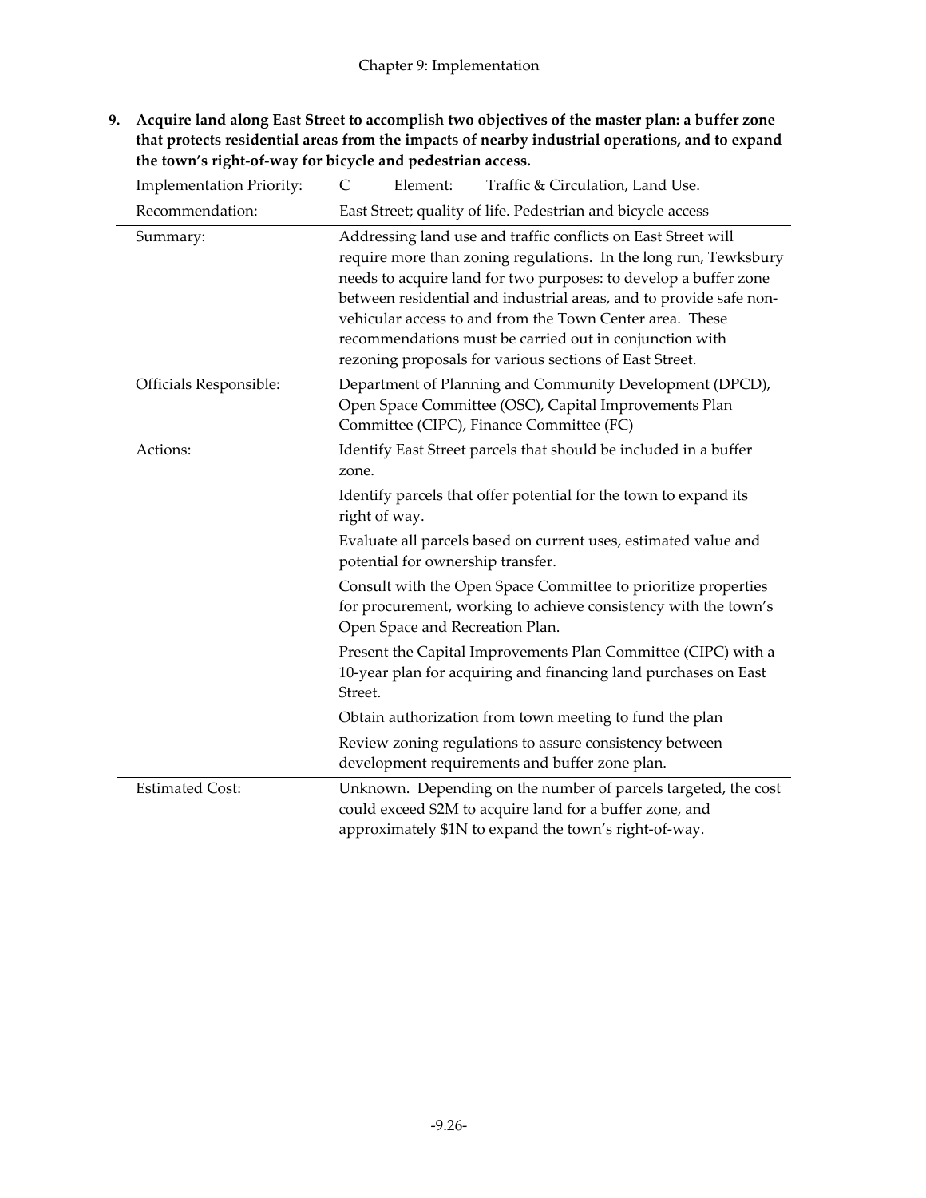**9. Acquire land along East Street to accomplish two objectives of the master plan: a buffer zone that protects residential areas from the impacts of nearby industrial operations, and to expand the town's right-of-way for bicycle and pedestrian access.**

| Implementation Priority: | C Element: Traffic & Circulation, Land Use. |
|---|---|
| Recommendation: | East Street; quality of life. Pedestrian and bicycle access |
| Summary: | Addressing land use and traffic conflicts on East Street will require more than zoning regulations. In the long run, Tewksbury needs to acquire land for two purposes: to develop a buffer zone between residential and industrial areas, and to provide safe non-vehicular access to and from the Town Center area. These recommendations must be carried out in conjunction with rezoning proposals for various sections of East Street. |
| Officials Responsible: | Department of Planning and Community Development (DPCD), Open Space Committee (OSC), Capital Improvements Plan Committee (CIPC), Finance Committee (FC) |
| Actions: | Identify East Street parcels that should be included in a buffer zone. |
| | Identify parcels that offer potential for the town to expand its right of way. |
| | Evaluate all parcels based on current uses, estimated value and potential for ownership transfer. |
| | Consult with the Open Space Committee to prioritize properties for procurement, working to achieve consistency with the town's Open Space and Recreation Plan. |
| | Present the Capital Improvements Plan Committee (CIPC) with a 10-year plan for acquiring and financing land purchases on East Street. |
| | Obtain authorization from town meeting to fund the plan |
| | Review zoning regulations to assure consistency between development requirements and buffer zone plan. |
| Estimated Cost: | Unknown. Depending on the number of parcels targeted, the cost could exceed \$2M to acquire land for a buffer zone, and approximately \$1N to expand the town's right-of-way. |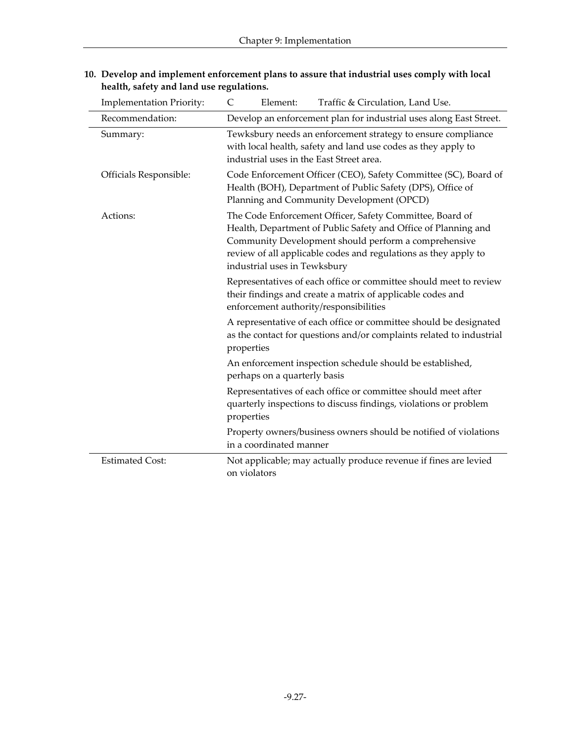**10. Develop and implement enforcement plans to assure that industrial uses comply with local health, safety and land use regulations.**

| Implementation Priority: | C &nbsp;&nbsp;&nbsp; Element: &nbsp;&nbsp;&nbsp; Traffic & Circulation, Land Use. |
|---|---|
| Recommendation: | Develop an enforcement plan for industrial uses along East Street. |
| Summary: | Tewksbury needs an enforcement strategy to ensure compliance with local health, safety and land use codes as they apply to industrial uses in the East Street area. |
| Officials Responsible: | Code Enforcement Officer (CEO), Safety Committee (SC), Board of Health (BOH), Department of Public Safety (DPS), Office of Planning and Community Development (OPCD) |
| Actions: | The Code Enforcement Officer, Safety Committee, Board of Health, Department of Public Safety and Office of Planning and Community Development should perform a comprehensive review of all applicable codes and regulations as they apply to industrial uses in Tewksbury |
| | Representatives of each office or committee should meet to review their findings and create a matrix of applicable codes and enforcement authority/responsibilities |
| | A representative of each office or committee should be designated as the contact for questions and/or complaints related to industrial properties |
| | An enforcement inspection schedule should be established, perhaps on a quarterly basis |
| | Representatives of each office or committee should meet after quarterly inspections to discuss findings, violations or problem properties |
| | Property owners/business owners should be notified of violations in a coordinated manner |
| Estimated Cost: | Not applicable; may actually produce revenue if fines are levied on violators |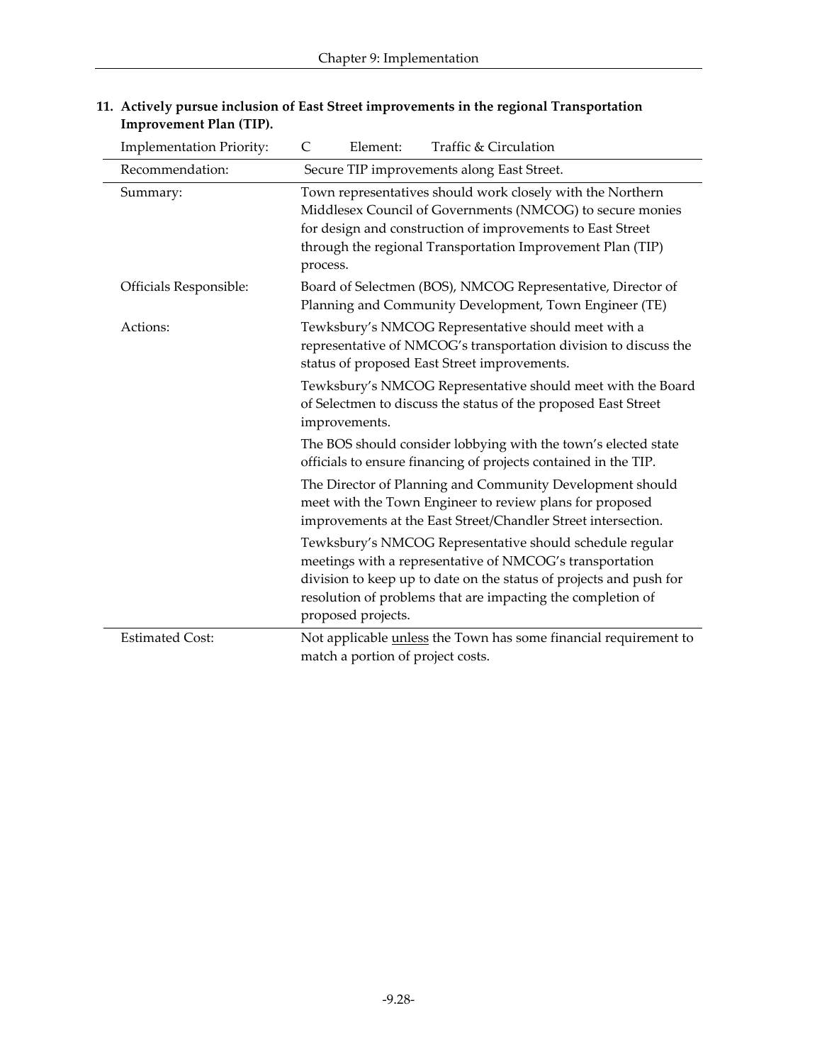**11. Actively pursue inclusion of East Street improvements in the regional Transportation Improvement Plan (TIP).**

| Implementation Priority: | C &nbsp;&nbsp;&nbsp; Element: &nbsp;&nbsp;&nbsp; Traffic & Circulation |
|---|---|
| Recommendation: | Secure TIP improvements along East Street. |
| Summary: | Town representatives should work closely with the Northern Middlesex Council of Governments (NMCOG) to secure monies for design and construction of improvements to East Street through the regional Transportation Improvement Plan (TIP) process. |
| Officials Responsible: | Board of Selectmen (BOS), NMCOG Representative, Director of Planning and Community Development, Town Engineer (TE) |
| Actions: | Tewksbury's NMCOG Representative should meet with a representative of NMCOG's transportation division to discuss the status of proposed East Street improvements.<br><br>Tewksbury's NMCOG Representative should meet with the Board of Selectmen to discuss the status of the proposed East Street improvements.<br><br>The BOS should consider lobbying with the town's elected state officials to ensure financing of projects contained in the TIP.<br><br>The Director of Planning and Community Development should meet with the Town Engineer to review plans for proposed improvements at the East Street/Chandler Street intersection.<br><br>Tewksbury's NMCOG Representative should schedule regular meetings with a representative of NMCOG's transportation division to keep up to date on the status of projects and push for resolution of problems that are impacting the completion of proposed projects. |
| Estimated Cost: | Not applicable <u>unless</u> the Town has some financial requirement to match a portion of project costs. |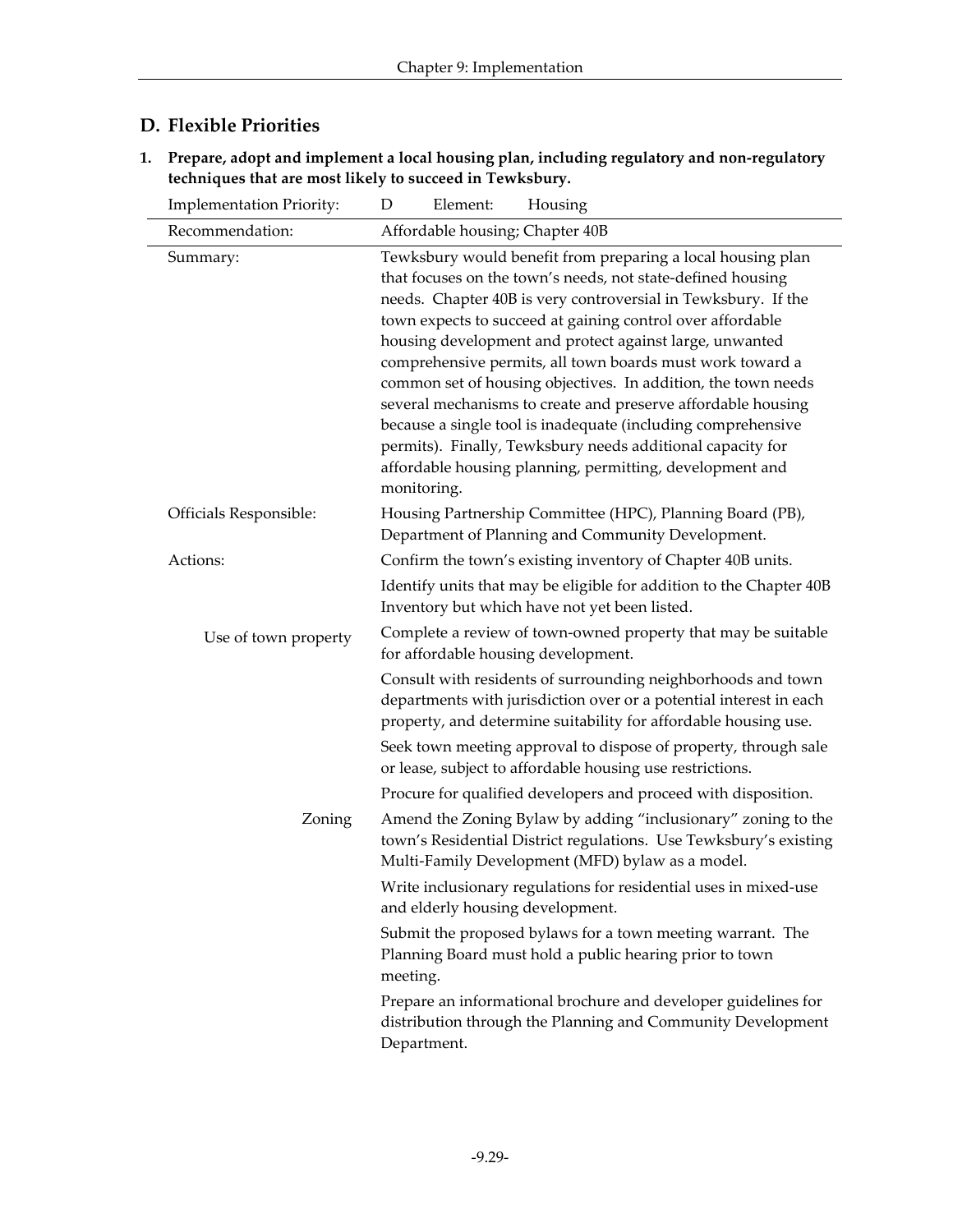## D. Flexible Priorities

**1. Prepare, adopt and implement a local housing plan, including regulatory and non-regulatory techniques that are most likely to succeed in Tewksbury.**

| Implementation Priority: | D Element: Housing |
|---|---|
| Recommendation: | Affordable housing; Chapter 40B |
| Summary: | Tewksbury would benefit from preparing a local housing plan that focuses on the town's needs, not state-defined housing needs. Chapter 40B is very controversial in Tewksbury. If the town expects to succeed at gaining control over affordable housing development and protect against large, unwanted comprehensive permits, all town boards must work toward a common set of housing objectives. In addition, the town needs several mechanisms to create and preserve affordable housing because a single tool is inadequate (including comprehensive permits). Finally, Tewksbury needs additional capacity for affordable housing planning, permitting, development and monitoring. |
| Officials Responsible: | Housing Partnership Committee (HPC), Planning Board (PB), Department of Planning and Community Development. |
| Actions: | Confirm the town's existing inventory of Chapter 40B units. |
| | Identify units that may be eligible for addition to the Chapter 40B Inventory but which have not yet been listed. |
| Use of town property | Complete a review of town-owned property that may be suitable for affordable housing development. |
| | Consult with residents of surrounding neighborhoods and town departments with jurisdiction over or a potential interest in each property, and determine suitability for affordable housing use. |
| | Seek town meeting approval to dispose of property, through sale or lease, subject to affordable housing use restrictions. |
| | Procure for qualified developers and proceed with disposition. |
| Zoning | Amend the Zoning Bylaw by adding "inclusionary" zoning to the town's Residential District regulations. Use Tewksbury's existing Multi-Family Development (MFD) bylaw as a model. |
| | Write inclusionary regulations for residential uses in mixed-use and elderly housing development. |
| | Submit the proposed bylaws for a town meeting warrant. The Planning Board must hold a public hearing prior to town meeting. |
| | Prepare an informational brochure and developer guidelines for distribution through the Planning and Community Development Department. |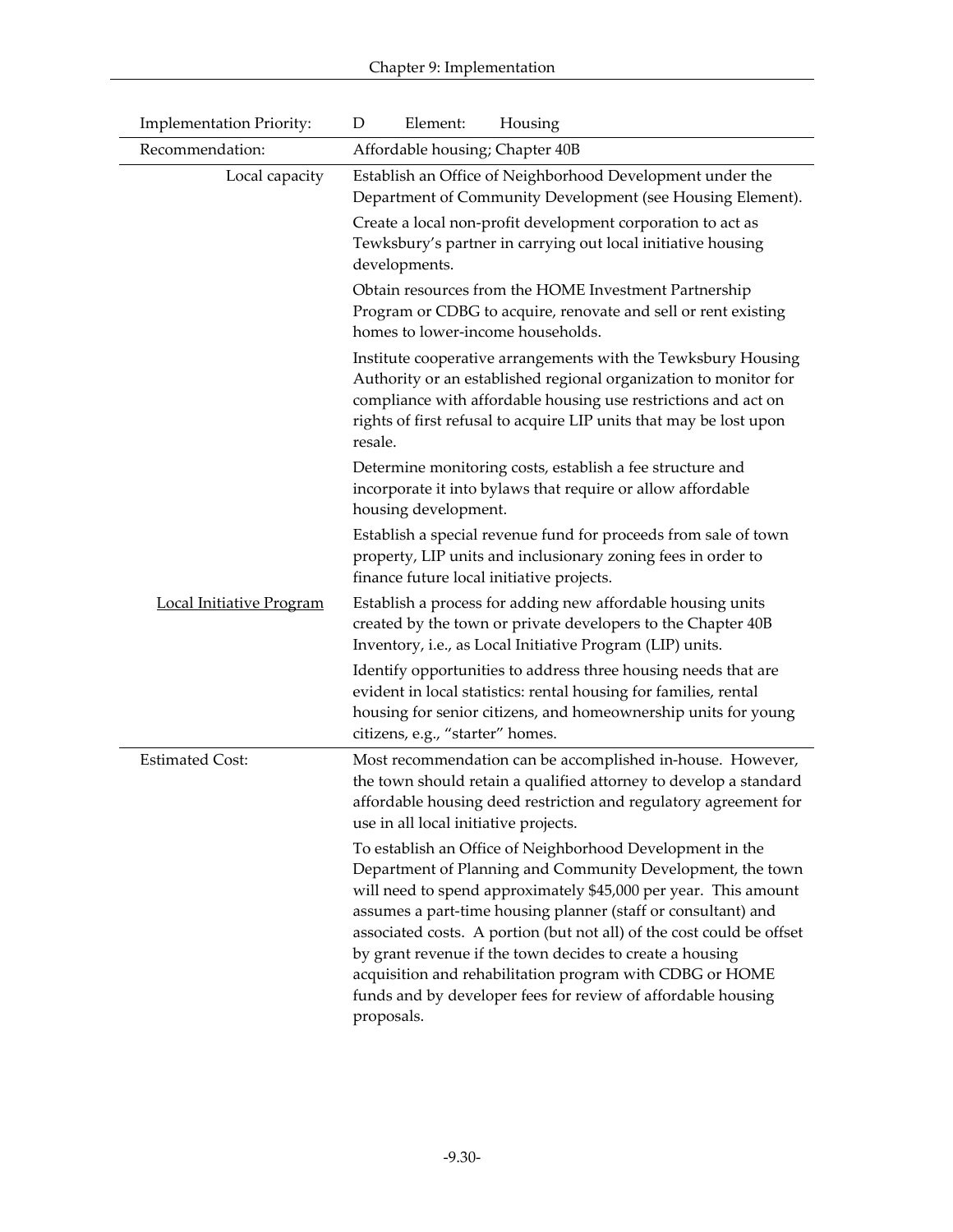| Implementation Priority: | D Element: Housing |
|---|---|
| Recommendation: | Affordable housing; Chapter 40B |
| Local capacity | Establish an Office of Neighborhood Development under the Department of Community Development (see Housing Element). |
| | Create a local non-profit development corporation to act as Tewksbury's partner in carrying out local initiative housing developments. |
| | Obtain resources from the HOME Investment Partnership Program or CDBG to acquire, renovate and sell or rent existing homes to lower-income households. |
| | Institute cooperative arrangements with the Tewksbury Housing Authority or an established regional organization to monitor for compliance with affordable housing use restrictions and act on rights of first refusal to acquire LIP units that may be lost upon resale. |
| | Determine monitoring costs, establish a fee structure and incorporate it into bylaws that require or allow affordable housing development. |
| | Establish a special revenue fund for proceeds from sale of town property, LIP units and inclusionary zoning fees in order to finance future local initiative projects. |
| Local Initiative Program | Establish a process for adding new affordable housing units created by the town or private developers to the Chapter 40B Inventory, i.e., as Local Initiative Program (LIP) units. |
| | Identify opportunities to address three housing needs that are evident in local statistics: rental housing for families, rental housing for senior citizens, and homeownership units for young citizens, e.g., "starter" homes. |
| Estimated Cost: | Most recommendation can be accomplished in-house. However, the town should retain a qualified attorney to develop a standard affordable housing deed restriction and regulatory agreement for use in all local initiative projects. |
| | To establish an Office of Neighborhood Development in the Department of Planning and Community Development, the town will need to spend approximately $45,000 per year. This amount assumes a part-time housing planner (staff or consultant) and associated costs. A portion (but not all) of the cost could be offset by grant revenue if the town decides to create a housing acquisition and rehabilitation program with CDBG or HOME funds and by developer fees for review of affordable housing proposals. |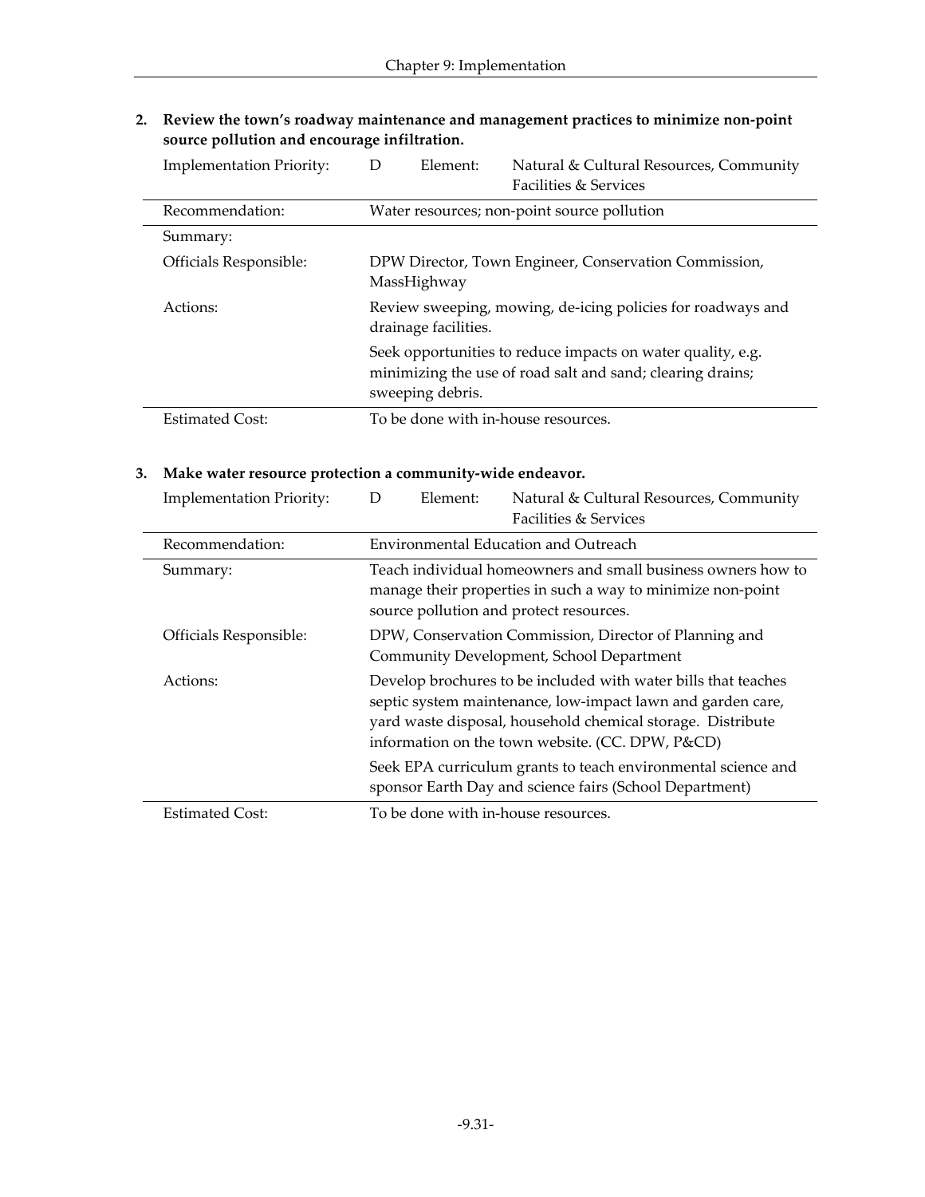**2. Review the town's roadway maintenance and management practices to minimize non-point source pollution and encourage infiltration.**

| Implementation Priority: | D Element: Natural & Cultural Resources, Community Facilities & Services |
|---|---|
| Recommendation: | Water resources; non-point source pollution |
| Summary: | |
| Officials Responsible: | DPW Director, Town Engineer, Conservation Commission, MassHighway |
| Actions: | Review sweeping, mowing, de-icing policies for roadways and drainage facilities.<br><br>Seek opportunities to reduce impacts on water quality, e.g. minimizing the use of road salt and sand; clearing drains; sweeping debris. |
| Estimated Cost: | To be done with in-house resources. |

**3. Make water resource protection a community-wide endeavor.**

| Implementation Priority: | D Element: Natural & Cultural Resources, Community Facilities & Services |
|---|---|
| Recommendation: | Environmental Education and Outreach |
| Summary: | Teach individual homeowners and small business owners how to manage their properties in such a way to minimize non-point source pollution and protect resources. |
| Officials Responsible: | DPW, Conservation Commission, Director of Planning and Community Development, School Department |
| Actions: | Develop brochures to be included with water bills that teaches septic system maintenance, low-impact lawn and garden care, yard waste disposal, household chemical storage. Distribute information on the town website. (CC. DPW, P&CD)<br><br>Seek EPA curriculum grants to teach environmental science and sponsor Earth Day and science fairs (School Department) |
| Estimated Cost: | To be done with in-house resources. |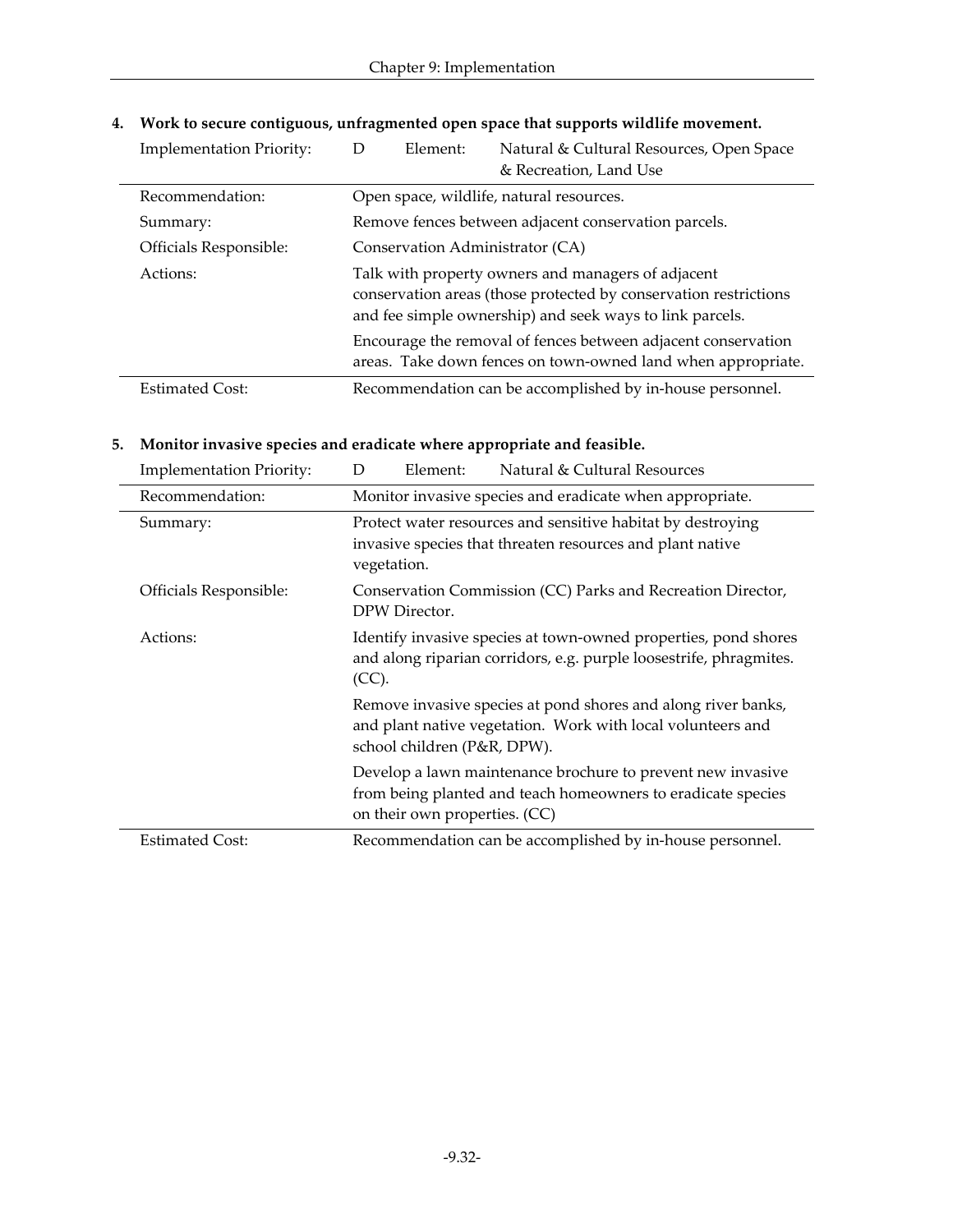**4. Work to secure contiguous, unfragmented open space that supports wildlife movement.**

| Implementation Priority: | D | Element: | Natural & Cultural Resources, Open Space & Recreation, Land Use |
|---|---|---|---|
| Recommendation: | Open space, wildlife, natural resources. | | |
| Summary: | Remove fences between adjacent conservation parcels. | | |
| Officials Responsible: | Conservation Administrator (CA) | | |
| Actions: | Talk with property owners and managers of adjacent conservation areas (those protected by conservation restrictions and fee simple ownership) and seek ways to link parcels. | | |
| | Encourage the removal of fences between adjacent conservation areas. Take down fences on town-owned land when appropriate. | | |
| Estimated Cost: | Recommendation can be accomplished by in-house personnel. | | |

**5. Monitor invasive species and eradicate where appropriate and feasible.**

| Implementation Priority: | D | Element: | Natural & Cultural Resources |
|---|---|---|---|
| Recommendation: | Monitor invasive species and eradicate when appropriate. | | |
| Summary: | Protect water resources and sensitive habitat by destroying invasive species that threaten resources and plant native vegetation. | | |
| Officials Responsible: | Conservation Commission (CC) Parks and Recreation Director, DPW Director. | | |
| Actions: | Identify invasive species at town-owned properties, pond shores and along riparian corridors, e.g. purple loosestrife, phragmites. (CC). | | |
| | Remove invasive species at pond shores and along river banks, and plant native vegetation. Work with local volunteers and school children (P&R, DPW). | | |
| | Develop a lawn maintenance brochure to prevent new invasive from being planted and teach homeowners to eradicate species on their own properties. (CC) | | |
| Estimated Cost: | Recommendation can be accomplished by in-house personnel. | | |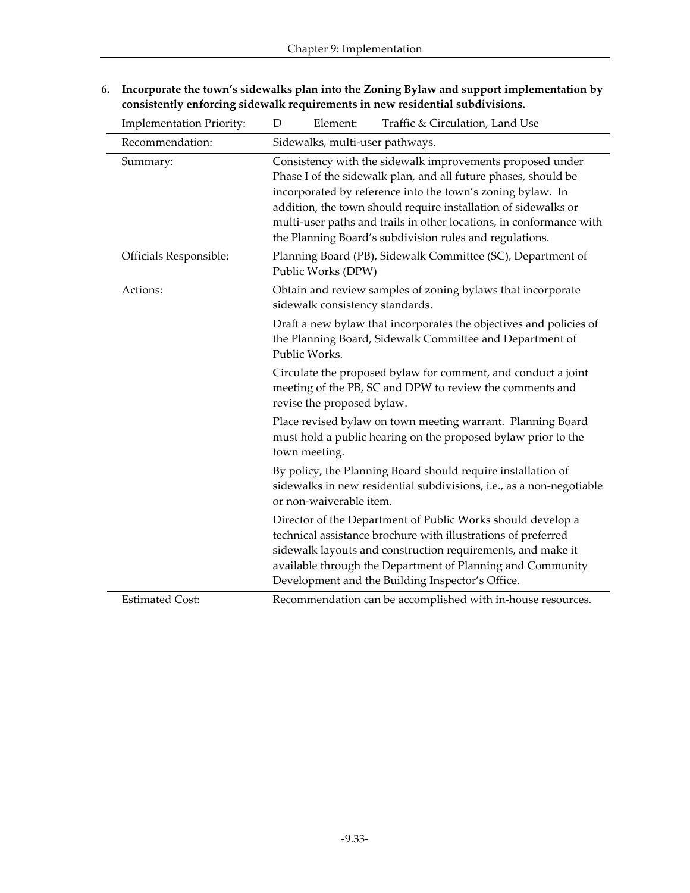**6. Incorporate the town's sidewalks plan into the Zoning Bylaw and support implementation by consistently enforcing sidewalk requirements in new residential subdivisions.**

| Implementation Priority: | D Element: Traffic & Circulation, Land Use |
|---|---|
| Recommendation: | Sidewalks, multi-user pathways. |
| Summary: | Consistency with the sidewalk improvements proposed under Phase I of the sidewalk plan, and all future phases, should be incorporated by reference into the town's zoning bylaw. In addition, the town should require installation of sidewalks or multi-user paths and trails in other locations, in conformance with the Planning Board's subdivision rules and regulations. |
| Officials Responsible: | Planning Board (PB), Sidewalk Committee (SC), Department of Public Works (DPW) |
| Actions: | Obtain and review samples of zoning bylaws that incorporate sidewalk consistency standards. |
| | Draft a new bylaw that incorporates the objectives and policies of the Planning Board, Sidewalk Committee and Department of Public Works. |
| | Circulate the proposed bylaw for comment, and conduct a joint meeting of the PB, SC and DPW to review the comments and revise the proposed bylaw. |
| | Place revised bylaw on town meeting warrant. Planning Board must hold a public hearing on the proposed bylaw prior to the town meeting. |
| | By policy, the Planning Board should require installation of sidewalks in new residential subdivisions, i.e., as a non-negotiable or non-waiverable item. |
| | Director of the Department of Public Works should develop a technical assistance brochure with illustrations of preferred sidewalk layouts and construction requirements, and make it available through the Department of Planning and Community Development and the Building Inspector's Office. |
| Estimated Cost: | Recommendation can be accomplished with in-house resources. |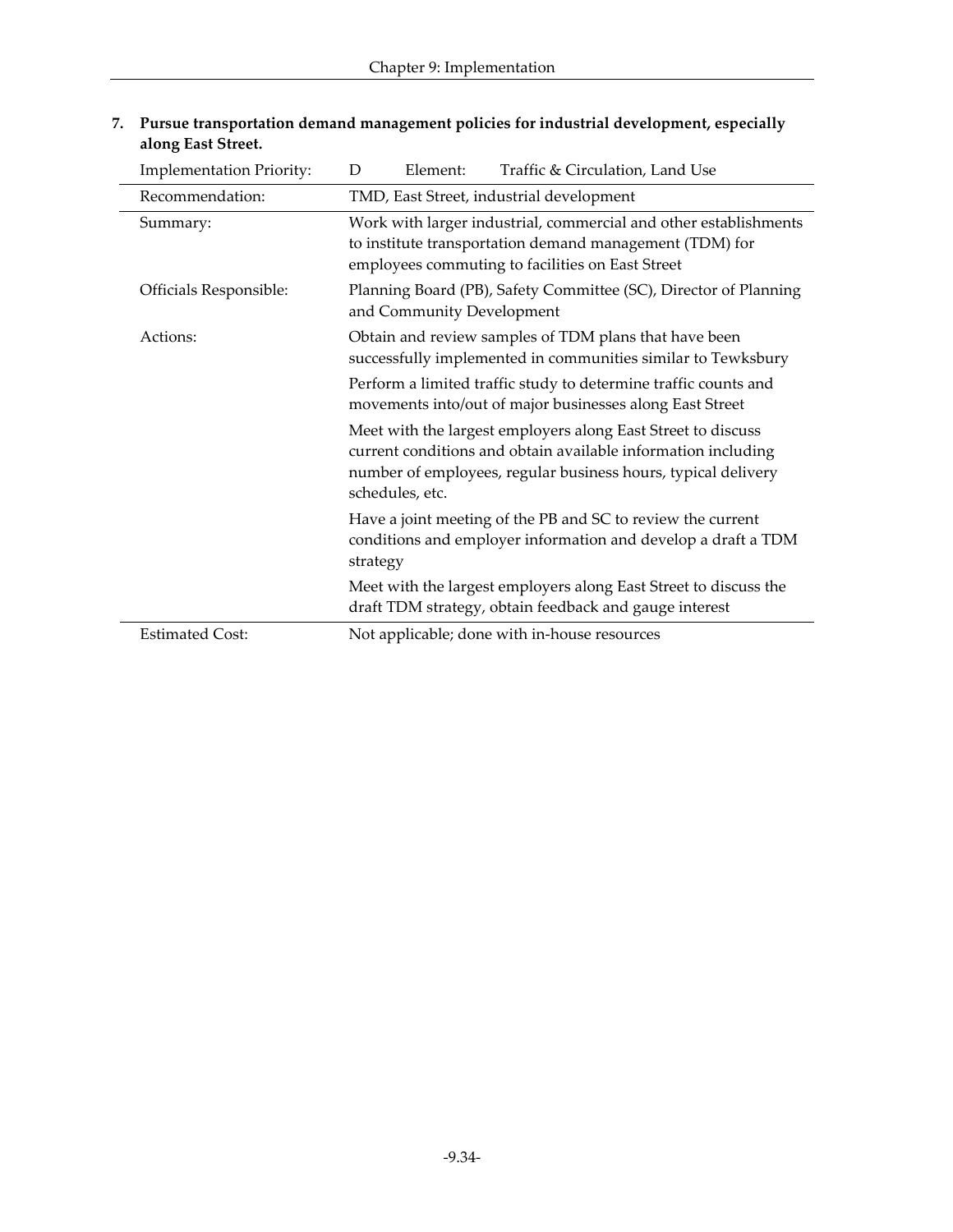**7. Pursue transportation demand management policies for industrial development, especially along East Street.**

| | | | |
|---|---|---|---|
| Implementation Priority: | D | Element: | Traffic & Circulation, Land Use |
| Recommendation: | TMD, East Street, industrial development | | |
| Summary: | Work with larger industrial, commercial and other establishments to institute transportation demand management (TDM) for employees commuting to facilities on East Street | | |
| Officials Responsible: | Planning Board (PB), Safety Committee (SC), Director of Planning and Community Development | | |
| Actions: | Obtain and review samples of TDM plans that have been successfully implemented in communities similar to Tewksbury | | |
| | Perform a limited traffic study to determine traffic counts and movements into/out of major businesses along East Street | | |
| | Meet with the largest employers along East Street to discuss current conditions and obtain available information including number of employees, regular business hours, typical delivery schedules, etc. | | |
| | Have a joint meeting of the PB and SC to review the current conditions and employer information and develop a draft a TDM strategy | | |
| | Meet with the largest employers along East Street to discuss the draft TDM strategy, obtain feedback and gauge interest | | |
| Estimated Cost: | Not applicable; done with in-house resources | | |